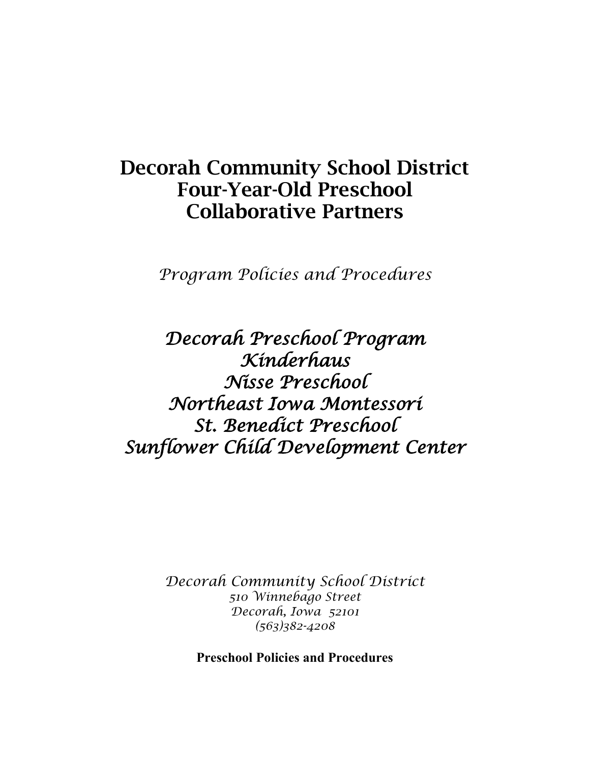# Decorah Community School District
# Four-Year-Old Preschool
# Collaborative Partners

*Program Policies and Procedures*

***Decorah Preschool Program***
***Kinderhaus***
***Nisse Preschool***
***Northeast Iowa Montessori***
***St. Benedict Preschool***
***Sunflower Child Development Center***

*Decorah Community School District*
*510 Winnebago Street*
*Decorah, Iowa 52101*
*(563)382-4208*

**Preschool Policies and Procedures**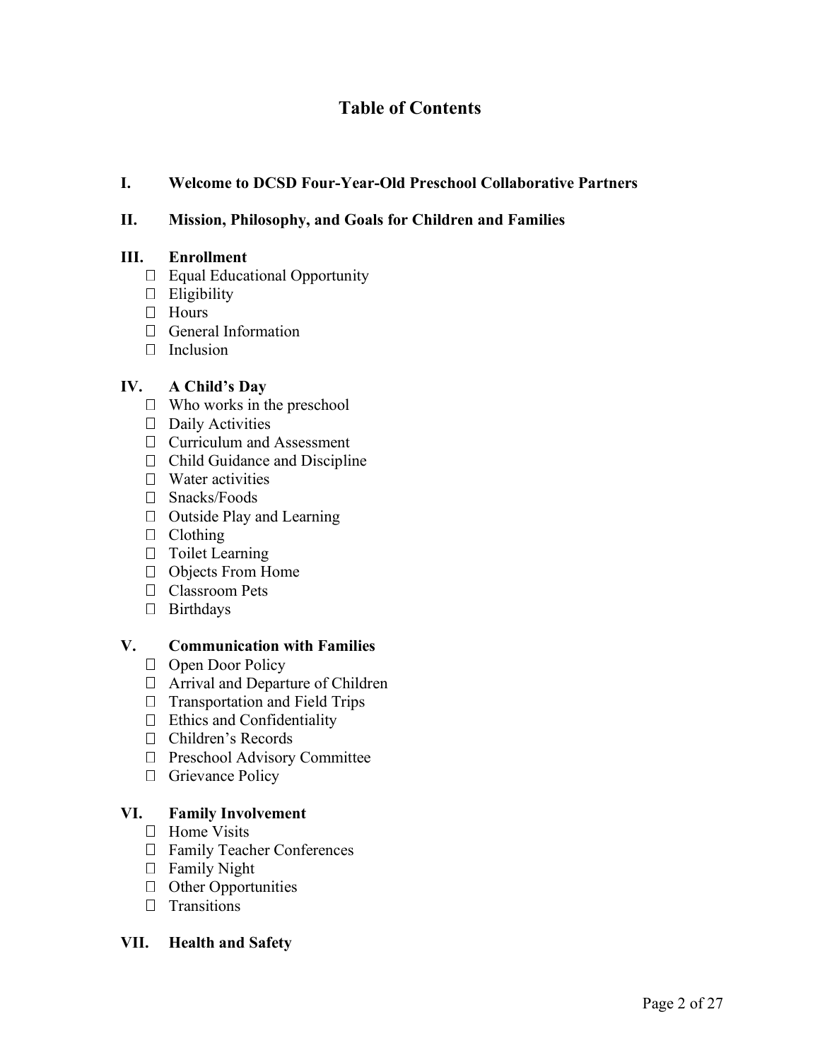# Table of Contents

## I. Welcome to DCSD Four-Year-Old Preschool Collaborative Partners

## II. Mission, Philosophy, and Goals for Children and Families

## III. Enrollment

- Equal Educational Opportunity
- Eligibility
- Hours
- General Information
- Inclusion

## IV. A Child's Day

- Who works in the preschool
- Daily Activities
- Curriculum and Assessment
- Child Guidance and Discipline
- Water activities
- Snacks/Foods
- Outside Play and Learning
- Clothing
- Toilet Learning
- Objects From Home
- Classroom Pets
- Birthdays

## V. Communication with Families

- Open Door Policy
- Arrival and Departure of Children
- Transportation and Field Trips
- Ethics and Confidentiality
- Children's Records
- Preschool Advisory Committee
- Grievance Policy

## VI. Family Involvement

- Home Visits
- Family Teacher Conferences
- Family Night
- Other Opportunities
- Transitions

## VII. Health and Safety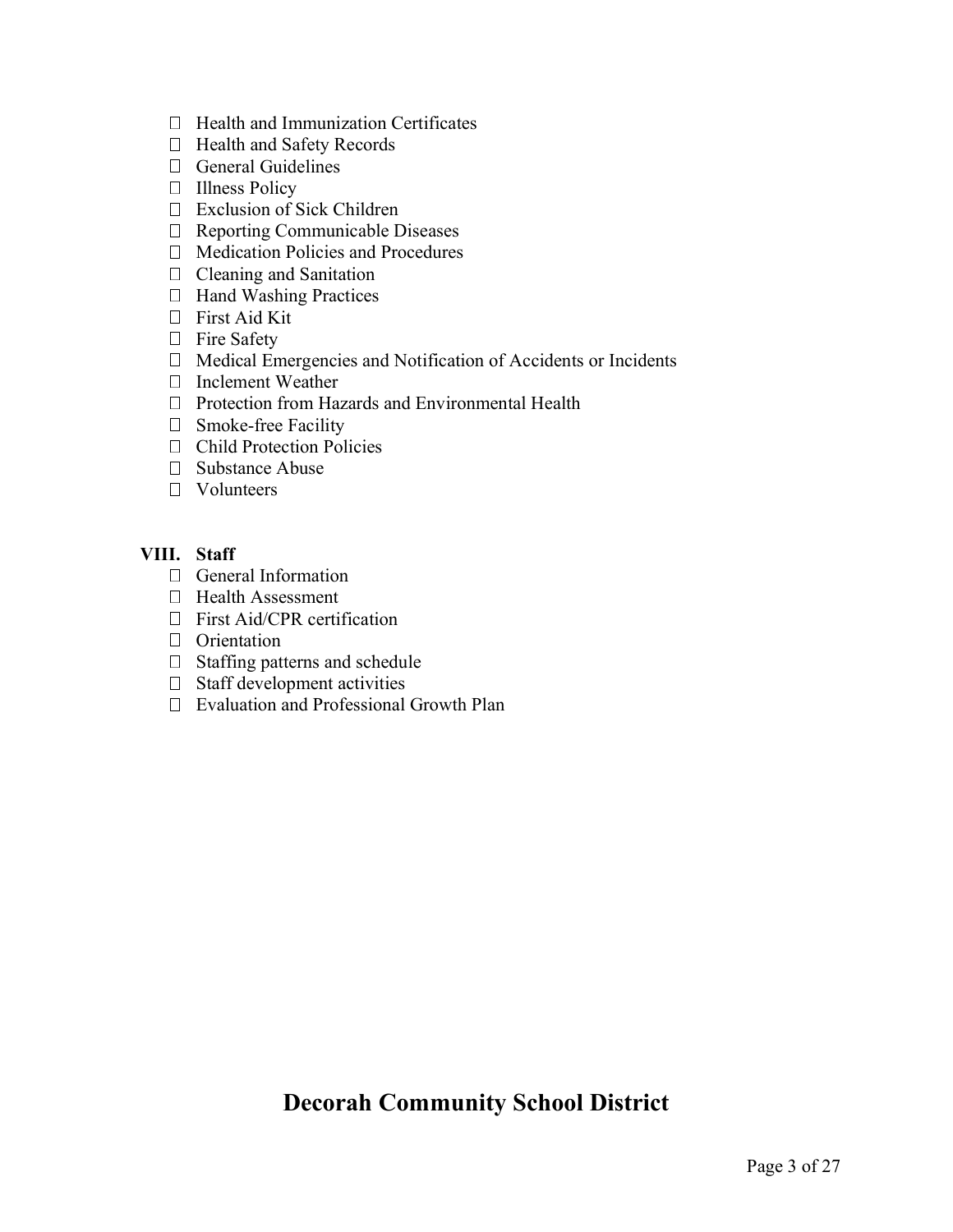- Health and Immunization Certificates
- Health and Safety Records
- General Guidelines
- Illness Policy
- Exclusion of Sick Children
- Reporting Communicable Diseases
- Medication Policies and Procedures
- Cleaning and Sanitation
- Hand Washing Practices
- First Aid Kit
- Fire Safety
- Medical Emergencies and Notification of Accidents or Incidents
- Inclement Weather
- Protection from Hazards and Environmental Health
- Smoke-free Facility
- Child Protection Policies
- Substance Abuse
- Volunteers

**VIII. Staff**

- General Information
- Health Assessment
- First Aid/CPR certification
- Orientation
- Staffing patterns and schedule
- Staff development activities
- Evaluation and Professional Growth Plan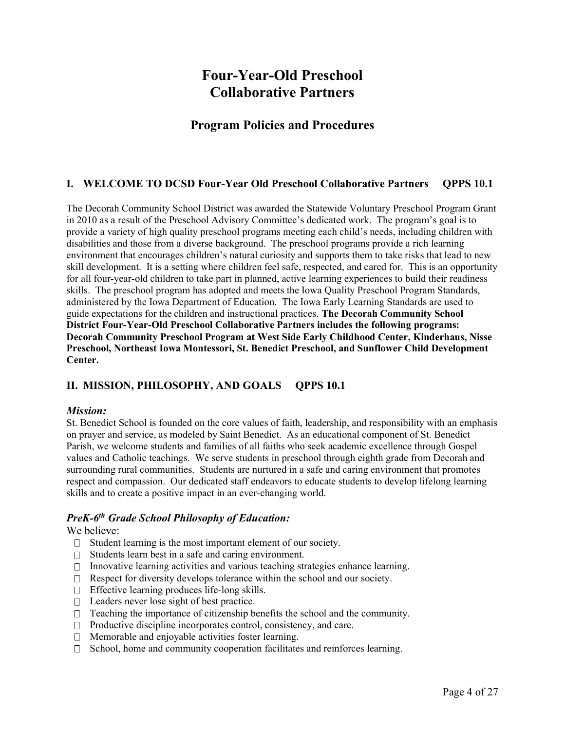# Four-Year-Old Preschool Collaborative Partners

## Program Policies and Procedures

### I. WELCOME TO DCSD Four-Year Old Preschool Collaborative Partners QPPS 10.1

The Decorah Community School District was awarded the Statewide Voluntary Preschool Program Grant in 2010 as a result of the Preschool Advisory Committee's dedicated work. The program's goal is to provide a variety of high quality preschool programs meeting each child's needs, including children with disabilities and those from a diverse background. The preschool programs provide a rich learning environment that encourages children's natural curiosity and supports them to take risks that lead to new skill development. It is a setting where children feel safe, respected, and cared for. This is an opportunity for all four-year-old children to take part in planned, active learning experiences to build their readiness skills. The preschool program has adopted and meets the Iowa Quality Preschool Program Standards, administered by the Iowa Department of Education. The Iowa Early Learning Standards are used to guide expectations for the children and instructional practices. **The Decorah Community School District Four-Year-Old Preschool Collaborative Partners includes the following programs: Decorah Community Preschool Program at West Side Early Childhood Center, Kinderhaus, Nisse Preschool, Northeast Iowa Montessori, St. Benedict Preschool, and Sunflower Child Development Center.**

### II. MISSION, PHILOSOPHY, AND GOALS QPPS 10.1

***Mission:***

St. Benedict School is founded on the core values of faith, leadership, and responsibility with an emphasis on prayer and service, as modeled by Saint Benedict. As an educational component of St. Benedict Parish, we welcome students and families of all faiths who seek academic excellence through Gospel values and Catholic teachings. We serve students in preschool through eighth grade from Decorah and surrounding rural communities. Students are nurtured in a safe and caring environment that promotes respect and compassion. Our dedicated staff endeavors to educate students to develop lifelong learning skills and to create a positive impact in an ever-changing world.

***PreK-6th Grade School Philosophy of Education:***

We believe:

- Student learning is the most important element of our society.
- Students learn best in a safe and caring environment.
- Innovative learning activities and various teaching strategies enhance learning.
- Respect for diversity develops tolerance within the school and our society.
- Effective learning produces life-long skills.
- Leaders never lose sight of best practice.
- Teaching the importance of citizenship benefits the school and the community.
- Productive discipline incorporates control, consistency, and care.
- Memorable and enjoyable activities foster learning.
- School, home and community cooperation facilitates and reinforces learning.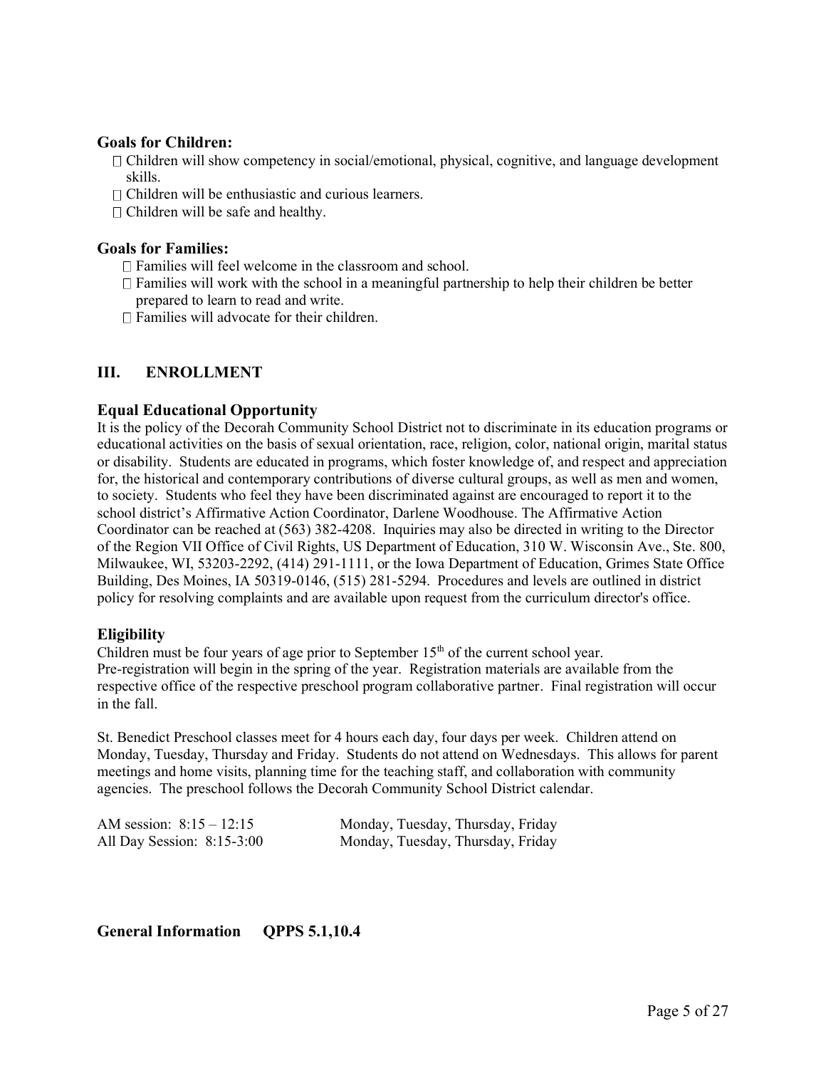### Goals for Children:

- Children will show competency in social/emotional, physical, cognitive, and language development skills.
- Children will be enthusiastic and curious learners.
- Children will be safe and healthy.

### Goals for Families:

- Families will feel welcome in the classroom and school.
- Families will work with the school in a meaningful partnership to help their children be better prepared to learn to read and write.
- Families will advocate for their children.

## III. ENROLLMENT

### Equal Educational Opportunity

It is the policy of the Decorah Community School District not to discriminate in its education programs or educational activities on the basis of sexual orientation, race, religion, color, national origin, marital status or disability. Students are educated in programs, which foster knowledge of, and respect and appreciation for, the historical and contemporary contributions of diverse cultural groups, as well as men and women, to society. Students who feel they have been discriminated against are encouraged to report it to the school district's Affirmative Action Coordinator, Darlene Woodhouse. The Affirmative Action Coordinator can be reached at (563) 382-4208. Inquiries may also be directed in writing to the Director of the Region VII Office of Civil Rights, US Department of Education, 310 W. Wisconsin Ave., Ste. 800, Milwaukee, WI, 53203-2292, (414) 291-1111, or the Iowa Department of Education, Grimes State Office Building, Des Moines, IA 50319-0146, (515) 281-5294. Procedures and levels are outlined in district policy for resolving complaints and are available upon request from the curriculum director's office.

### Eligibility

Children must be four years of age prior to September 15th of the current school year.
Pre-registration will begin in the spring of the year. Registration materials are available from the respective office of the respective preschool program collaborative partner. Final registration will occur in the fall.

St. Benedict Preschool classes meet for 4 hours each day, four days per week. Children attend on Monday, Tuesday, Thursday and Friday. Students do not attend on Wednesdays. This allows for parent meetings and home visits, planning time for the teaching staff, and collaboration with community agencies. The preschool follows the Decorah Community School District calendar.

| | |
|---|---|
| AM session: 8:15 – 12:15 | Monday, Tuesday, Thursday, Friday |
| All Day Session: 8:15-3:00 | Monday, Tuesday, Thursday, Friday |

### General Information QPPS 5.1,10.4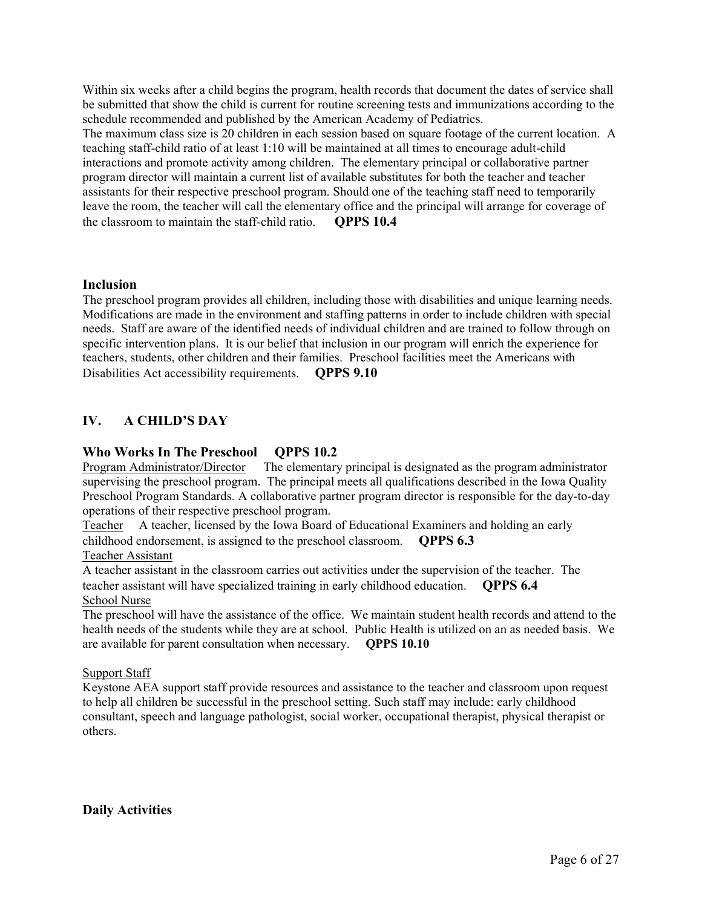Within six weeks after a child begins the program, health records that document the dates of service shall be submitted that show the child is current for routine screening tests and immunizations according to the schedule recommended and published by the American Academy of Pediatrics.

The maximum class size is 20 children in each session based on square footage of the current location. A teaching staff-child ratio of at least 1:10 will be maintained at all times to encourage adult-child interactions and promote activity among children. The elementary principal or collaborative partner program director will maintain a current list of available substitutes for both the teacher and teacher assistants for their respective preschool program. Should one of the teaching staff need to temporarily leave the room, the teacher will call the elementary office and the principal will arrange for coverage of the classroom to maintain the staff-child ratio. **QPPS 10.4**

### Inclusion

The preschool program provides all children, including those with disabilities and unique learning needs. Modifications are made in the environment and staffing patterns in order to include children with special needs. Staff are aware of the identified needs of individual children and are trained to follow through on specific intervention plans. It is our belief that inclusion in our program will enrich the experience for teachers, students, other children and their families. Preschool facilities meet the Americans with Disabilities Act accessibility requirements. **QPPS 9.10**

## IV. A CHILD'S DAY

### Who Works In The Preschool QPPS 10.2

Program Administrator/Director The elementary principal is designated as the program administrator supervising the preschool program. The principal meets all qualifications described in the Iowa Quality Preschool Program Standards. A collaborative partner program director is responsible for the day-to-day operations of their respective preschool program.

Teacher A teacher, licensed by the Iowa Board of Educational Examiners and holding an early childhood endorsement, is assigned to the preschool classroom. **QPPS 6.3**

Teacher Assistant

A teacher assistant in the classroom carries out activities under the supervision of the teacher. The teacher assistant will have specialized training in early childhood education. **QPPS 6.4**

School Nurse

The preschool will have the assistance of the office. We maintain student health records and attend to the health needs of the students while they are at school. Public Health is utilized on an as needed basis. We are available for parent consultation when necessary. **QPPS 10.10**

Support Staff

Keystone AEA support staff provide resources and assistance to the teacher and classroom upon request to help all children be successful in the preschool setting. Such staff may include: early childhood consultant, speech and language pathologist, social worker, occupational therapist, physical therapist or others.

### Daily Activities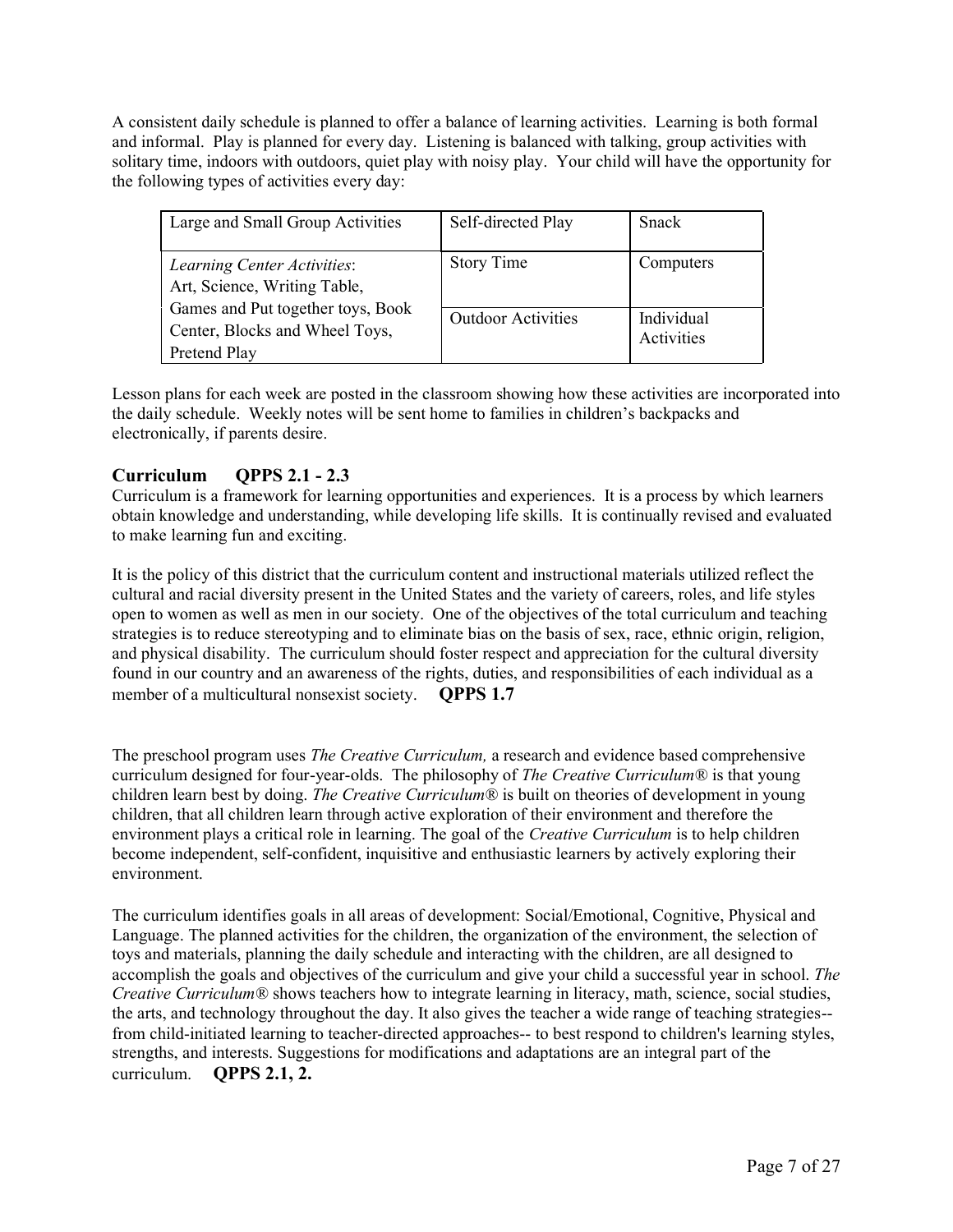A consistent daily schedule is planned to offer a balance of learning activities. Learning is both formal and informal. Play is planned for every day. Listening is balanced with talking, group activities with solitary time, indoors with outdoors, quiet play with noisy play. Your child will have the opportunity for the following types of activities every day:

| Large and Small Group Activities | Self-directed Play | Snack |
|---|---|---|
| *Learning Center Activities*: Art, Science, Writing Table, Games and Put together toys, Book Center, Blocks and Wheel Toys, Pretend Play | Story Time | Computers |
| | Outdoor Activities | Individual Activities |

Lesson plans for each week are posted in the classroom showing how these activities are incorporated into the daily schedule. Weekly notes will be sent home to families in children's backpacks and electronically, if parents desire.

## Curriculum QPPS 2.1 - 2.3

Curriculum is a framework for learning opportunities and experiences. It is a process by which learners obtain knowledge and understanding, while developing life skills. It is continually revised and evaluated to make learning fun and exciting.

It is the policy of this district that the curriculum content and instructional materials utilized reflect the cultural and racial diversity present in the United States and the variety of careers, roles, and life styles open to women as well as men in our society. One of the objectives of the total curriculum and teaching strategies is to reduce stereotyping and to eliminate bias on the basis of sex, race, ethnic origin, religion, and physical disability. The curriculum should foster respect and appreciation for the cultural diversity found in our country and an awareness of the rights, duties, and responsibilities of each individual as a member of a multicultural nonsexist society. **QPPS 1.7**

The preschool program uses *The Creative Curriculum,* a research and evidence based comprehensive curriculum designed for four-year-olds. The philosophy of *The Creative Curriculum®* is that young children learn best by doing. *The Creative Curriculum®* is built on theories of development in young children, that all children learn through active exploration of their environment and therefore the environment plays a critical role in learning. The goal of the *Creative Curriculum* is to help children become independent, self-confident, inquisitive and enthusiastic learners by actively exploring their environment.

The curriculum identifies goals in all areas of development: Social/Emotional, Cognitive, Physical and Language. The planned activities for the children, the organization of the environment, the selection of toys and materials, planning the daily schedule and interacting with the children, are all designed to accomplish the goals and objectives of the curriculum and give your child a successful year in school. *The Creative Curriculum®* shows teachers how to integrate learning in literacy, math, science, social studies, the arts, and technology throughout the day. It also gives the teacher a wide range of teaching strategies--from child-initiated learning to teacher-directed approaches-- to best respond to children's learning styles, strengths, and interests. Suggestions for modifications and adaptations are an integral part of the curriculum. **QPPS 2.1, 2.**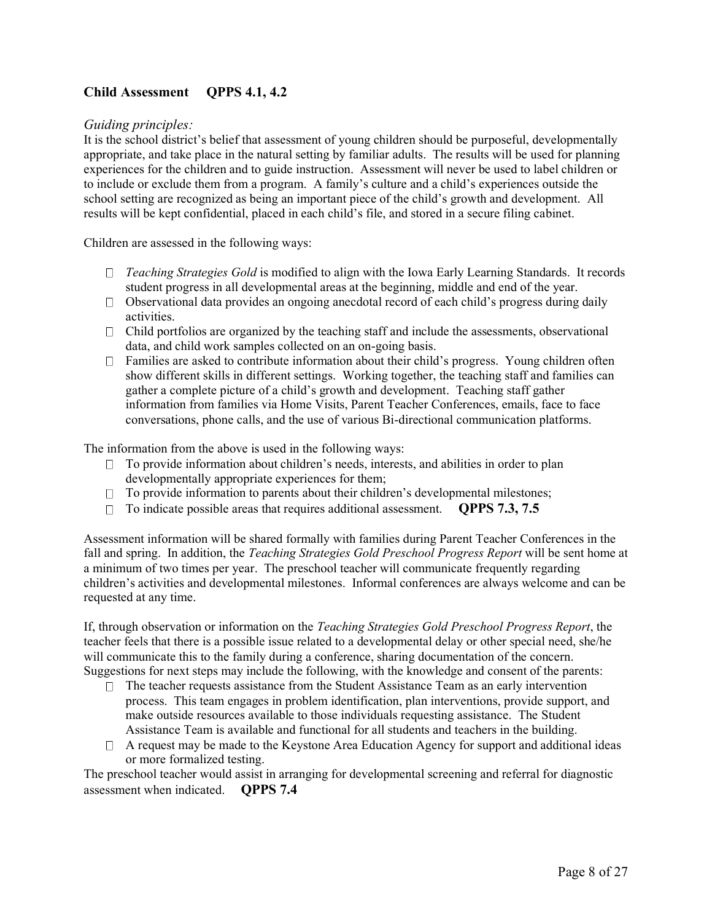## Child Assessment QPPS 4.1, 4.2

*Guiding principles:*

It is the school district's belief that assessment of young children should be purposeful, developmentally appropriate, and take place in the natural setting by familiar adults. The results will be used for planning experiences for the children and to guide instruction. Assessment will never be used to label children or to include or exclude them from a program. A family's culture and a child's experiences outside the school setting are recognized as being an important piece of the child's growth and development. All results will be kept confidential, placed in each child's file, and stored in a secure filing cabinet.

Children are assessed in the following ways:

- *Teaching Strategies Gold* is modified to align with the Iowa Early Learning Standards. It records student progress in all developmental areas at the beginning, middle and end of the year.
- Observational data provides an ongoing anecdotal record of each child's progress during daily activities.
- Child portfolios are organized by the teaching staff and include the assessments, observational data, and child work samples collected on an on-going basis.
- Families are asked to contribute information about their child's progress. Young children often show different skills in different settings. Working together, the teaching staff and families can gather a complete picture of a child's growth and development. Teaching staff gather information from families via Home Visits, Parent Teacher Conferences, emails, face to face conversations, phone calls, and the use of various Bi-directional communication platforms.

The information from the above is used in the following ways:

- To provide information about children's needs, interests, and abilities in order to plan developmentally appropriate experiences for them;
- To provide information to parents about their children's developmental milestones;
- To indicate possible areas that requires additional assessment. **QPPS 7.3, 7.5**

Assessment information will be shared formally with families during Parent Teacher Conferences in the fall and spring. In addition, the *Teaching Strategies Gold Preschool Progress Report* will be sent home at a minimum of two times per year. The preschool teacher will communicate frequently regarding children's activities and developmental milestones. Informal conferences are always welcome and can be requested at any time.

If, through observation or information on the *Teaching Strategies Gold Preschool Progress Report*, the teacher feels that there is a possible issue related to a developmental delay or other special need, she/he will communicate this to the family during a conference, sharing documentation of the concern. Suggestions for next steps may include the following, with the knowledge and consent of the parents:

- The teacher requests assistance from the Student Assistance Team as an early intervention process. This team engages in problem identification, plan interventions, provide support, and make outside resources available to those individuals requesting assistance. The Student Assistance Team is available and functional for all students and teachers in the building.
- A request may be made to the Keystone Area Education Agency for support and additional ideas or more formalized testing.

The preschool teacher would assist in arranging for developmental screening and referral for diagnostic assessment when indicated. **QPPS 7.4**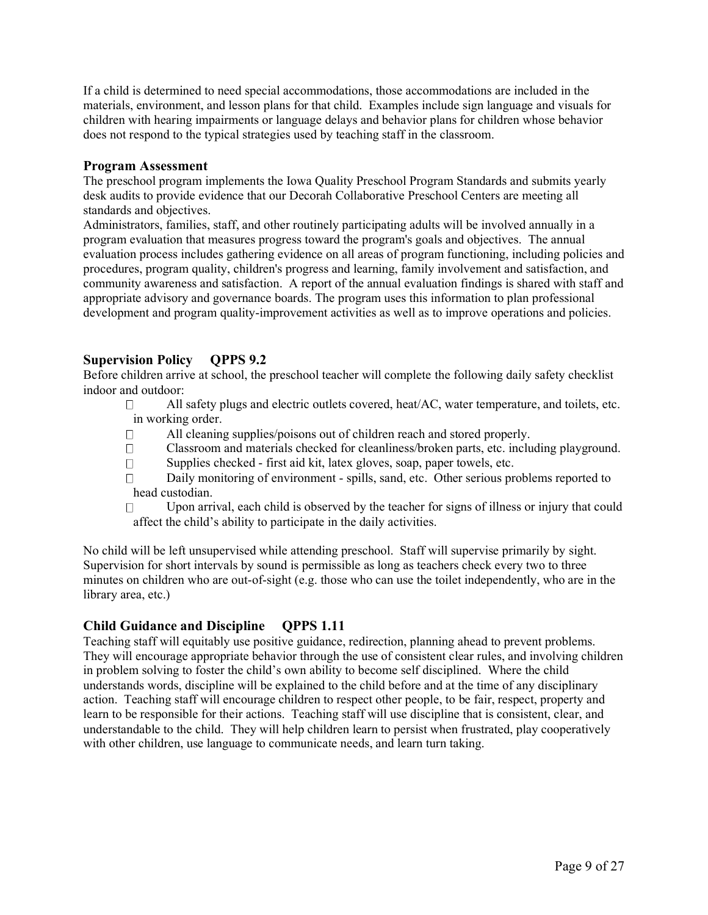If a child is determined to need special accommodations, those accommodations are included in the materials, environment, and lesson plans for that child. Examples include sign language and visuals for children with hearing impairments or language delays and behavior plans for children whose behavior does not respond to the typical strategies used by teaching staff in the classroom.

### Program Assessment

The preschool program implements the Iowa Quality Preschool Program Standards and submits yearly desk audits to provide evidence that our Decorah Collaborative Preschool Centers are meeting all standards and objectives.

Administrators, families, staff, and other routinely participating adults will be involved annually in a program evaluation that measures progress toward the program's goals and objectives. The annual evaluation process includes gathering evidence on all areas of program functioning, including policies and procedures, program quality, children's progress and learning, family involvement and satisfaction, and community awareness and satisfaction. A report of the annual evaluation findings is shared with staff and appropriate advisory and governance boards. The program uses this information to plan professional development and program quality-improvement activities as well as to improve operations and policies.

### Supervision Policy QPPS 9.2

Before children arrive at school, the preschool teacher will complete the following daily safety checklist indoor and outdoor:

- All safety plugs and electric outlets covered, heat/AC, water temperature, and toilets, etc. in working order.
- All cleaning supplies/poisons out of children reach and stored properly.
- Classroom and materials checked for cleanliness/broken parts, etc. including playground.
- Supplies checked - first aid kit, latex gloves, soap, paper towels, etc.
- Daily monitoring of environment - spills, sand, etc. Other serious problems reported to head custodian.
- Upon arrival, each child is observed by the teacher for signs of illness or injury that could affect the child's ability to participate in the daily activities.

No child will be left unsupervised while attending preschool. Staff will supervise primarily by sight. Supervision for short intervals by sound is permissible as long as teachers check every two to three minutes on children who are out-of-sight (e.g. those who can use the toilet independently, who are in the library area, etc.)

### Child Guidance and Discipline QPPS 1.11

Teaching staff will equitably use positive guidance, redirection, planning ahead to prevent problems. They will encourage appropriate behavior through the use of consistent clear rules, and involving children in problem solving to foster the child's own ability to become self disciplined. Where the child understands words, discipline will be explained to the child before and at the time of any disciplinary action. Teaching staff will encourage children to respect other people, to be fair, respect, property and learn to be responsible for their actions. Teaching staff will use discipline that is consistent, clear, and understandable to the child. They will help children learn to persist when frustrated, play cooperatively with other children, use language to communicate needs, and learn turn taking.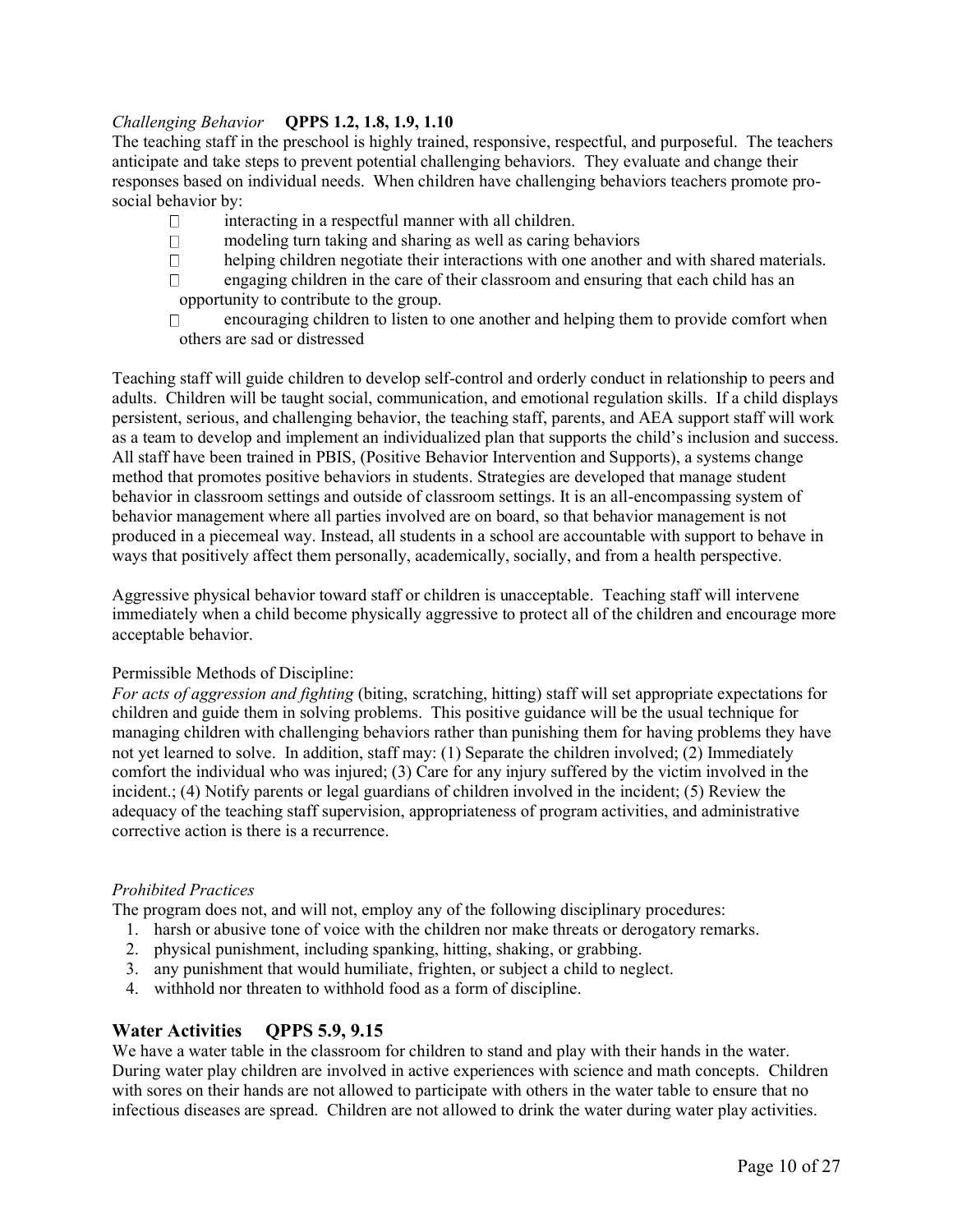*Challenging Behavior* **QPPS 1.2, 1.8, 1.9, 1.10**

The teaching staff in the preschool is highly trained, responsive, respectful, and purposeful. The teachers anticipate and take steps to prevent potential challenging behaviors. They evaluate and change their responses based on individual needs. When children have challenging behaviors teachers promote pro-social behavior by:

- interacting in a respectful manner with all children.
- modeling turn taking and sharing as well as caring behaviors
- helping children negotiate their interactions with one another and with shared materials.
- engaging children in the care of their classroom and ensuring that each child has an opportunity to contribute to the group.
- encouraging children to listen to one another and helping them to provide comfort when others are sad or distressed

Teaching staff will guide children to develop self-control and orderly conduct in relationship to peers and adults. Children will be taught social, communication, and emotional regulation skills. If a child displays persistent, serious, and challenging behavior, the teaching staff, parents, and AEA support staff will work as a team to develop and implement an individualized plan that supports the child's inclusion and success. All staff have been trained in PBIS, (Positive Behavior Intervention and Supports), a systems change method that promotes positive behaviors in students. Strategies are developed that manage student behavior in classroom settings and outside of classroom settings. It is an all-encompassing system of behavior management where all parties involved are on board, so that behavior management is not produced in a piecemeal way. Instead, all students in a school are accountable with support to behave in ways that positively affect them personally, academically, socially, and from a health perspective.

Aggressive physical behavior toward staff or children is unacceptable. Teaching staff will intervene immediately when a child become physically aggressive to protect all of the children and encourage more acceptable behavior.

Permissible Methods of Discipline:

*For acts of aggression and fighting* (biting, scratching, hitting) staff will set appropriate expectations for children and guide them in solving problems. This positive guidance will be the usual technique for managing children with challenging behaviors rather than punishing them for having problems they have not yet learned to solve. In addition, staff may: (1) Separate the children involved; (2) Immediately comfort the individual who was injured; (3) Care for any injury suffered by the victim involved in the incident.; (4) Notify parents or legal guardians of children involved in the incident; (5) Review the adequacy of the teaching staff supervision, appropriateness of program activities, and administrative corrective action is there is a recurrence.

*Prohibited Practices*

The program does not, and will not, employ any of the following disciplinary procedures:

1. harsh or abusive tone of voice with the children nor make threats or derogatory remarks.
2. physical punishment, including spanking, hitting, shaking, or grabbing.
3. any punishment that would humiliate, frighten, or subject a child to neglect.
4. withhold nor threaten to withhold food as a form of discipline.

## Water Activities QPPS 5.9, 9.15

We have a water table in the classroom for children to stand and play with their hands in the water. During water play children are involved in active experiences with science and math concepts. Children with sores on their hands are not allowed to participate with others in the water table to ensure that no infectious diseases are spread. Children are not allowed to drink the water during water play activities.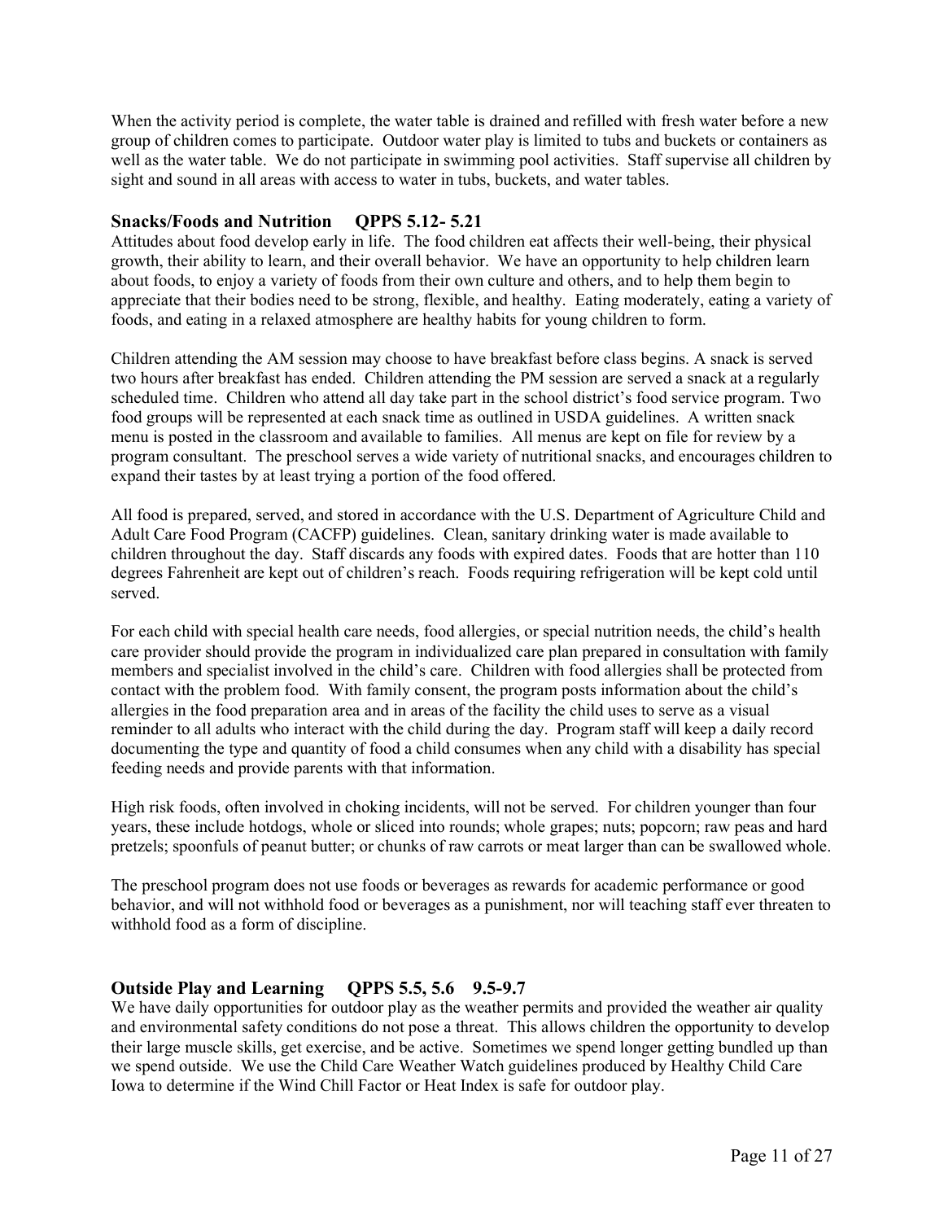When the activity period is complete, the water table is drained and refilled with fresh water before a new group of children comes to participate. Outdoor water play is limited to tubs and buckets or containers as well as the water table. We do not participate in swimming pool activities. Staff supervise all children by sight and sound in all areas with access to water in tubs, buckets, and water tables.

### Snacks/Foods and Nutrition QPPS 5.12- 5.21

Attitudes about food develop early in life. The food children eat affects their well-being, their physical growth, their ability to learn, and their overall behavior. We have an opportunity to help children learn about foods, to enjoy a variety of foods from their own culture and others, and to help them begin to appreciate that their bodies need to be strong, flexible, and healthy. Eating moderately, eating a variety of foods, and eating in a relaxed atmosphere are healthy habits for young children to form.

Children attending the AM session may choose to have breakfast before class begins. A snack is served two hours after breakfast has ended. Children attending the PM session are served a snack at a regularly scheduled time. Children who attend all day take part in the school district's food service program. Two food groups will be represented at each snack time as outlined in USDA guidelines. A written snack menu is posted in the classroom and available to families. All menus are kept on file for review by a program consultant. The preschool serves a wide variety of nutritional snacks, and encourages children to expand their tastes by at least trying a portion of the food offered.

All food is prepared, served, and stored in accordance with the U.S. Department of Agriculture Child and Adult Care Food Program (CACFP) guidelines. Clean, sanitary drinking water is made available to children throughout the day. Staff discards any foods with expired dates. Foods that are hotter than 110 degrees Fahrenheit are kept out of children's reach. Foods requiring refrigeration will be kept cold until served.

For each child with special health care needs, food allergies, or special nutrition needs, the child's health care provider should provide the program in individualized care plan prepared in consultation with family members and specialist involved in the child's care. Children with food allergies shall be protected from contact with the problem food. With family consent, the program posts information about the child's allergies in the food preparation area and in areas of the facility the child uses to serve as a visual reminder to all adults who interact with the child during the day. Program staff will keep a daily record documenting the type and quantity of food a child consumes when any child with a disability has special feeding needs and provide parents with that information.

High risk foods, often involved in choking incidents, will not be served. For children younger than four years, these include hotdogs, whole or sliced into rounds; whole grapes; nuts; popcorn; raw peas and hard pretzels; spoonfuls of peanut butter; or chunks of raw carrots or meat larger than can be swallowed whole.

The preschool program does not use foods or beverages as rewards for academic performance or good behavior, and will not withhold food or beverages as a punishment, nor will teaching staff ever threaten to withhold food as a form of discipline.

### Outside Play and Learning QPPS 5.5, 5.6 9.5-9.7

We have daily opportunities for outdoor play as the weather permits and provided the weather air quality and environmental safety conditions do not pose a threat. This allows children the opportunity to develop their large muscle skills, get exercise, and be active. Sometimes we spend longer getting bundled up than we spend outside. We use the Child Care Weather Watch guidelines produced by Healthy Child Care Iowa to determine if the Wind Chill Factor or Heat Index is safe for outdoor play.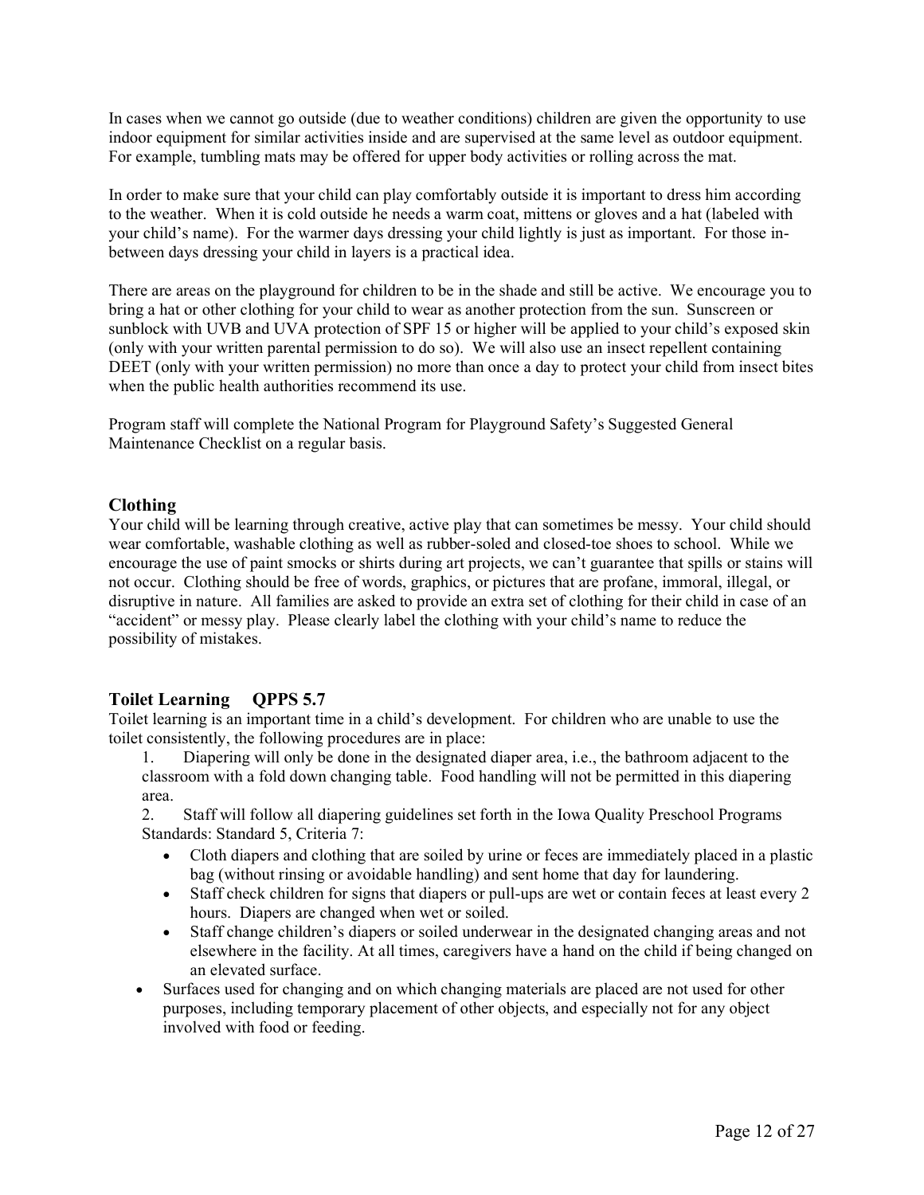In cases when we cannot go outside (due to weather conditions) children are given the opportunity to use indoor equipment for similar activities inside and are supervised at the same level as outdoor equipment. For example, tumbling mats may be offered for upper body activities or rolling across the mat.

In order to make sure that your child can play comfortably outside it is important to dress him according to the weather. When it is cold outside he needs a warm coat, mittens or gloves and a hat (labeled with your child's name). For the warmer days dressing your child lightly is just as important. For those in-between days dressing your child in layers is a practical idea.

There are areas on the playground for children to be in the shade and still be active. We encourage you to bring a hat or other clothing for your child to wear as another protection from the sun. Sunscreen or sunblock with UVB and UVA protection of SPF 15 or higher will be applied to your child's exposed skin (only with your written parental permission to do so). We will also use an insect repellent containing DEET (only with your written permission) no more than once a day to protect your child from insect bites when the public health authorities recommend its use.

Program staff will complete the National Program for Playground Safety's Suggested General Maintenance Checklist on a regular basis.

## Clothing

Your child will be learning through creative, active play that can sometimes be messy. Your child should wear comfortable, washable clothing as well as rubber-soled and closed-toe shoes to school. While we encourage the use of paint smocks or shirts during art projects, we can't guarantee that spills or stains will not occur. Clothing should be free of words, graphics, or pictures that are profane, immoral, illegal, or disruptive in nature. All families are asked to provide an extra set of clothing for their child in case of an "accident" or messy play. Please clearly label the clothing with your child's name to reduce the possibility of mistakes.

## Toilet Learning QPPS 5.7

Toilet learning is an important time in a child's development. For children who are unable to use the toilet consistently, the following procedures are in place:

1. Diapering will only be done in the designated diaper area, i.e., the bathroom adjacent to the classroom with a fold down changing table. Food handling will not be permitted in this diapering area.
2. Staff will follow all diapering guidelines set forth in the Iowa Quality Preschool Programs Standards: Standard 5, Criteria 7:
    - Cloth diapers and clothing that are soiled by urine or feces are immediately placed in a plastic bag (without rinsing or avoidable handling) and sent home that day for laundering.
    - Staff check children for signs that diapers or pull-ups are wet or contain feces at least every 2 hours. Diapers are changed when wet or soiled.
    - Staff change children's diapers or soiled underwear in the designated changing areas and not elsewhere in the facility. At all times, caregivers have a hand on the child if being changed on an elevated surface.

- Surfaces used for changing and on which changing materials are placed are not used for other purposes, including temporary placement of other objects, and especially not for any object involved with food or feeding.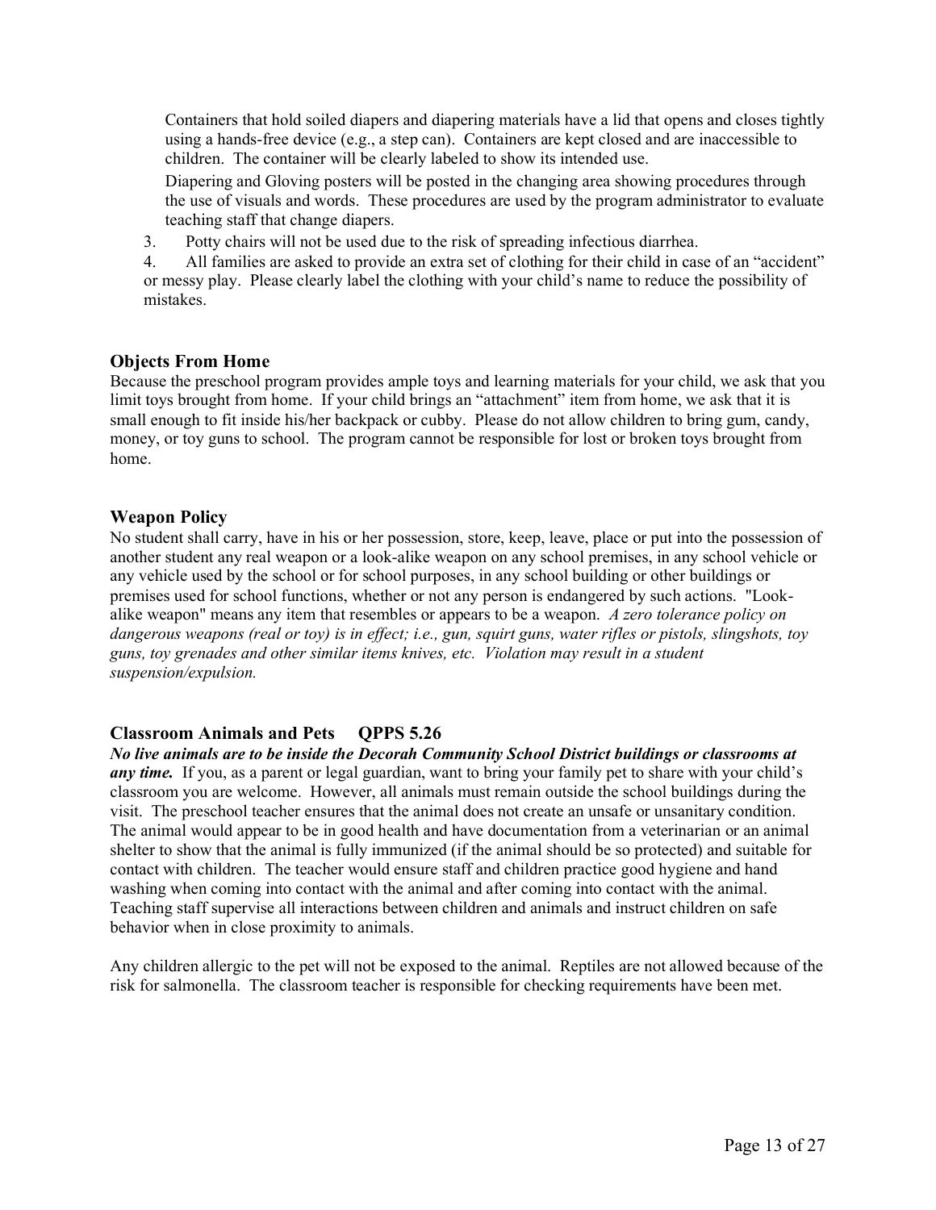Containers that hold soiled diapers and diapering materials have a lid that opens and closes tightly using a hands-free device (e.g., a step can). Containers are kept closed and are inaccessible to children. The container will be clearly labeled to show its intended use.

Diapering and Gloving posters will be posted in the changing area showing procedures through the use of visuals and words. These procedures are used by the program administrator to evaluate teaching staff that change diapers.

3. Potty chairs will not be used due to the risk of spreading infectious diarrhea.
4. All families are asked to provide an extra set of clothing for their child in case of an "accident" or messy play. Please clearly label the clothing with your child's name to reduce the possibility of mistakes.

### Objects From Home

Because the preschool program provides ample toys and learning materials for your child, we ask that you limit toys brought from home. If your child brings an "attachment" item from home, we ask that it is small enough to fit inside his/her backpack or cubby. Please do not allow children to bring gum, candy, money, or toy guns to school. The program cannot be responsible for lost or broken toys brought from home.

### Weapon Policy

No student shall carry, have in his or her possession, store, keep, leave, place or put into the possession of another student any real weapon or a look-alike weapon on any school premises, in any school vehicle or any vehicle used by the school or for school purposes, in any school building or other buildings or premises used for school functions, whether or not any person is endangered by such actions. "Look-alike weapon" means any item that resembles or appears to be a weapon. *A zero tolerance policy on dangerous weapons (real or toy) is in effect; i.e., gun, squirt guns, water rifles or pistols, slingshots, toy guns, toy grenades and other similar items knives, etc. Violation may result in a student suspension/expulsion.*

### Classroom Animals and Pets QPPS 5.26

***No live animals are to be inside the Decorah Community School District buildings or classrooms at any time.*** If you, as a parent or legal guardian, want to bring your family pet to share with your child's classroom you are welcome. However, all animals must remain outside the school buildings during the visit. The preschool teacher ensures that the animal does not create an unsafe or unsanitary condition. The animal would appear to be in good health and have documentation from a veterinarian or an animal shelter to show that the animal is fully immunized (if the animal should be so protected) and suitable for contact with children. The teacher would ensure staff and children practice good hygiene and hand washing when coming into contact with the animal and after coming into contact with the animal. Teaching staff supervise all interactions between children and animals and instruct children on safe behavior when in close proximity to animals.

Any children allergic to the pet will not be exposed to the animal. Reptiles are not allowed because of the risk for salmonella. The classroom teacher is responsible for checking requirements have been met.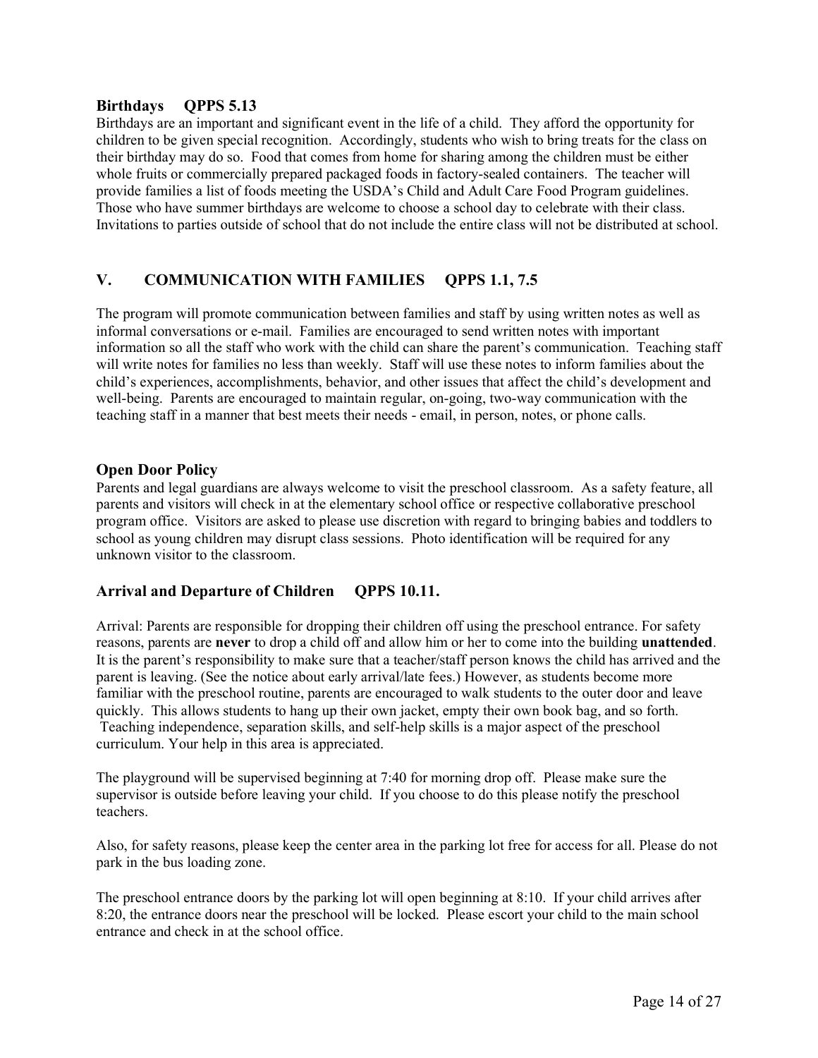### Birthdays QPPS 5.13

Birthdays are an important and significant event in the life of a child. They afford the opportunity for children to be given special recognition. Accordingly, students who wish to bring treats for the class on their birthday may do so. Food that comes from home for sharing among the children must be either whole fruits or commercially prepared packaged foods in factory-sealed containers. The teacher will provide families a list of foods meeting the USDA's Child and Adult Care Food Program guidelines. Those who have summer birthdays are welcome to choose a school day to celebrate with their class. Invitations to parties outside of school that do not include the entire class will not be distributed at school.

## V. COMMUNICATION WITH FAMILIES QPPS 1.1, 7.5

The program will promote communication between families and staff by using written notes as well as informal conversations or e-mail. Families are encouraged to send written notes with important information so all the staff who work with the child can share the parent's communication. Teaching staff will write notes for families no less than weekly. Staff will use these notes to inform families about the child's experiences, accomplishments, behavior, and other issues that affect the child's development and well-being. Parents are encouraged to maintain regular, on-going, two-way communication with the teaching staff in a manner that best meets their needs - email, in person, notes, or phone calls.

### Open Door Policy

Parents and legal guardians are always welcome to visit the preschool classroom. As a safety feature, all parents and visitors will check in at the elementary school office or respective collaborative preschool program office. Visitors are asked to please use discretion with regard to bringing babies and toddlers to school as young children may disrupt class sessions. Photo identification will be required for any unknown visitor to the classroom.

### Arrival and Departure of Children QPPS 10.11.

Arrival: Parents are responsible for dropping their children off using the preschool entrance. For safety reasons, parents are **never** to drop a child off and allow him or her to come into the building **unattended**. It is the parent's responsibility to make sure that a teacher/staff person knows the child has arrived and the parent is leaving. (See the notice about early arrival/late fees.) However, as students become more familiar with the preschool routine, parents are encouraged to walk students to the outer door and leave quickly. This allows students to hang up their own jacket, empty their own book bag, and so forth. Teaching independence, separation skills, and self-help skills is a major aspect of the preschool curriculum. Your help in this area is appreciated.

The playground will be supervised beginning at 7:40 for morning drop off. Please make sure the supervisor is outside before leaving your child. If you choose to do this please notify the preschool teachers.

Also, for safety reasons, please keep the center area in the parking lot free for access for all. Please do not park in the bus loading zone.

The preschool entrance doors by the parking lot will open beginning at 8:10. If your child arrives after 8:20, the entrance doors near the preschool will be locked. Please escort your child to the main school entrance and check in at the school office.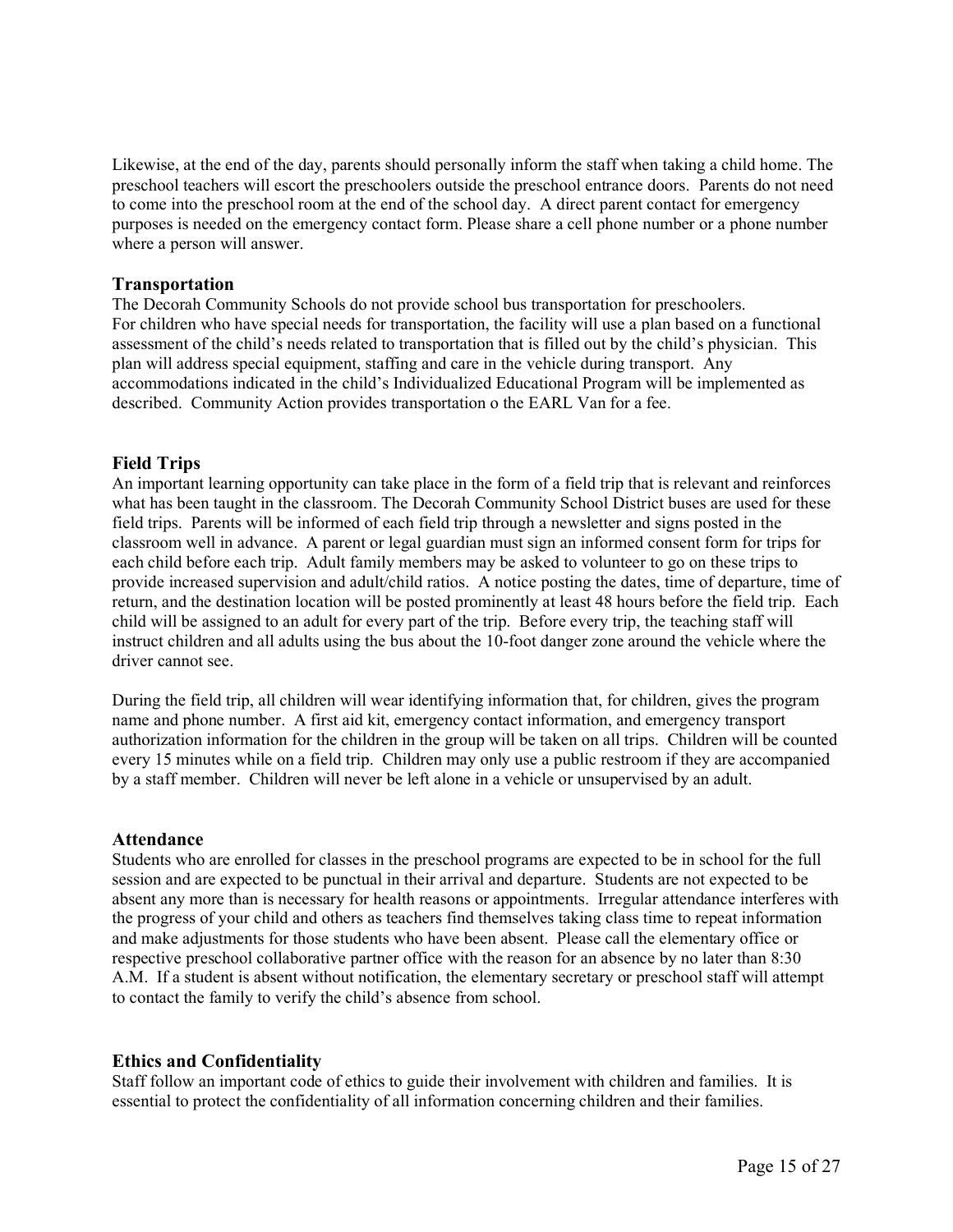Likewise, at the end of the day, parents should personally inform the staff when taking a child home. The preschool teachers will escort the preschoolers outside the preschool entrance doors. Parents do not need to come into the preschool room at the end of the school day. A direct parent contact for emergency purposes is needed on the emergency contact form. Please share a cell phone number or a phone number where a person will answer.

### Transportation

The Decorah Community Schools do not provide school bus transportation for preschoolers.
For children who have special needs for transportation, the facility will use a plan based on a functional assessment of the child's needs related to transportation that is filled out by the child's physician. This plan will address special equipment, staffing and care in the vehicle during transport. Any accommodations indicated in the child's Individualized Educational Program will be implemented as described. Community Action provides transportation o the EARL Van for a fee.

### Field Trips

An important learning opportunity can take place in the form of a field trip that is relevant and reinforces what has been taught in the classroom. The Decorah Community School District buses are used for these field trips. Parents will be informed of each field trip through a newsletter and signs posted in the classroom well in advance. A parent or legal guardian must sign an informed consent form for trips for each child before each trip. Adult family members may be asked to volunteer to go on these trips to provide increased supervision and adult/child ratios. A notice posting the dates, time of departure, time of return, and the destination location will be posted prominently at least 48 hours before the field trip. Each child will be assigned to an adult for every part of the trip. Before every trip, the teaching staff will instruct children and all adults using the bus about the 10-foot danger zone around the vehicle where the driver cannot see.

During the field trip, all children will wear identifying information that, for children, gives the program name and phone number. A first aid kit, emergency contact information, and emergency transport authorization information for the children in the group will be taken on all trips. Children will be counted every 15 minutes while on a field trip. Children may only use a public restroom if they are accompanied by a staff member. Children will never be left alone in a vehicle or unsupervised by an adult.

### Attendance

Students who are enrolled for classes in the preschool programs are expected to be in school for the full session and are expected to be punctual in their arrival and departure. Students are not expected to be absent any more than is necessary for health reasons or appointments. Irregular attendance interferes with the progress of your child and others as teachers find themselves taking class time to repeat information and make adjustments for those students who have been absent. Please call the elementary office or respective preschool collaborative partner office with the reason for an absence by no later than 8:30 A.M. If a student is absent without notification, the elementary secretary or preschool staff will attempt to contact the family to verify the child's absence from school.

### Ethics and Confidentiality

Staff follow an important code of ethics to guide their involvement with children and families. It is essential to protect the confidentiality of all information concerning children and their families.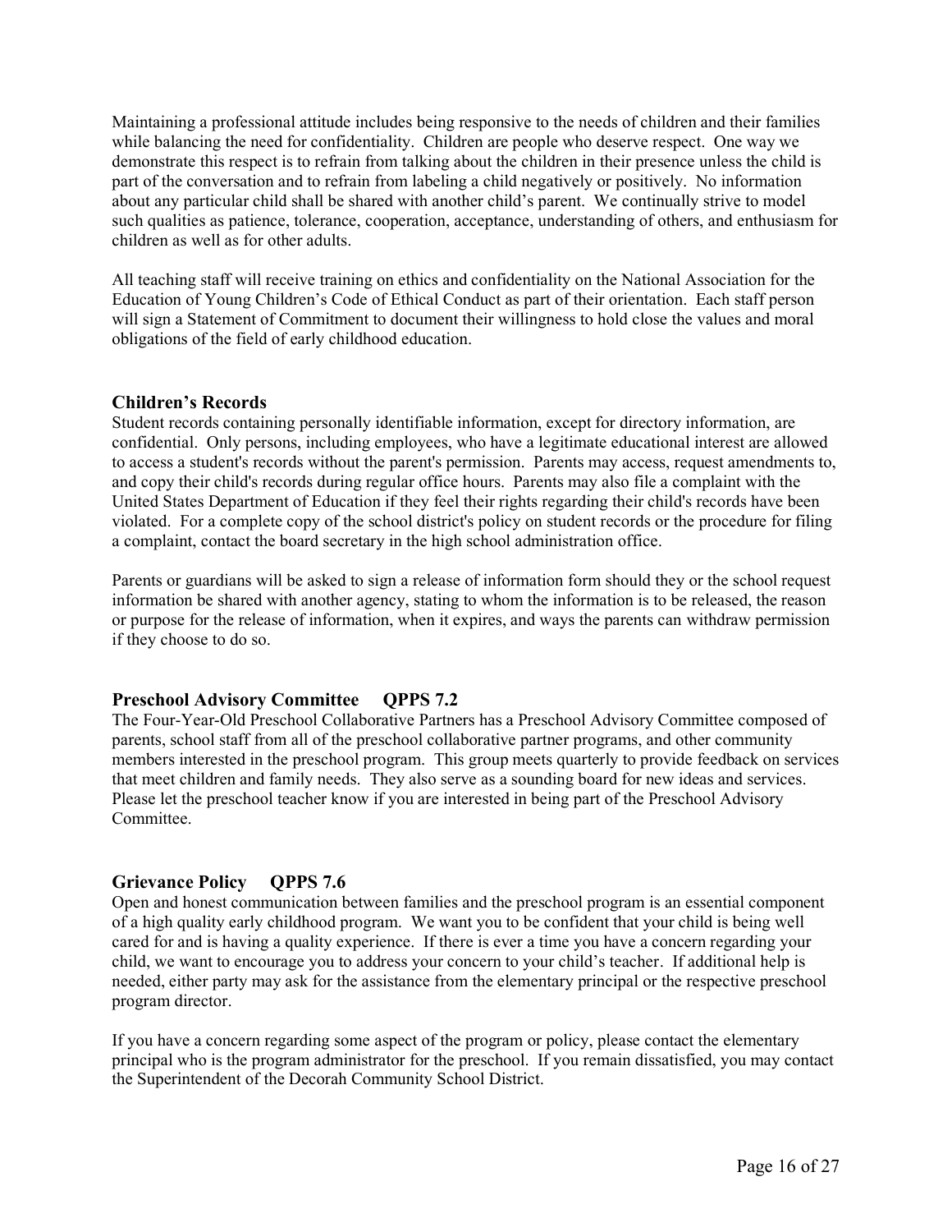Maintaining a professional attitude includes being responsive to the needs of children and their families while balancing the need for confidentiality. Children are people who deserve respect. One way we demonstrate this respect is to refrain from talking about the children in their presence unless the child is part of the conversation and to refrain from labeling a child negatively or positively. No information about any particular child shall be shared with another child's parent. We continually strive to model such qualities as patience, tolerance, cooperation, acceptance, understanding of others, and enthusiasm for children as well as for other adults.

All teaching staff will receive training on ethics and confidentiality on the National Association for the Education of Young Children's Code of Ethical Conduct as part of their orientation. Each staff person will sign a Statement of Commitment to document their willingness to hold close the values and moral obligations of the field of early childhood education.

## Children's Records

Student records containing personally identifiable information, except for directory information, are confidential. Only persons, including employees, who have a legitimate educational interest are allowed to access a student's records without the parent's permission. Parents may access, request amendments to, and copy their child's records during regular office hours. Parents may also file a complaint with the United States Department of Education if they feel their rights regarding their child's records have been violated. For a complete copy of the school district's policy on student records or the procedure for filing a complaint, contact the board secretary in the high school administration office.

Parents or guardians will be asked to sign a release of information form should they or the school request information be shared with another agency, stating to whom the information is to be released, the reason or purpose for the release of information, when it expires, and ways the parents can withdraw permission if they choose to do so.

## Preschool Advisory Committee QPPS 7.2

The Four-Year-Old Preschool Collaborative Partners has a Preschool Advisory Committee composed of parents, school staff from all of the preschool collaborative partner programs, and other community members interested in the preschool program. This group meets quarterly to provide feedback on services that meet children and family needs. They also serve as a sounding board for new ideas and services. Please let the preschool teacher know if you are interested in being part of the Preschool Advisory Committee.

## Grievance Policy QPPS 7.6

Open and honest communication between families and the preschool program is an essential component of a high quality early childhood program. We want you to be confident that your child is being well cared for and is having a quality experience. If there is ever a time you have a concern regarding your child, we want to encourage you to address your concern to your child's teacher. If additional help is needed, either party may ask for the assistance from the elementary principal or the respective preschool program director.

If you have a concern regarding some aspect of the program or policy, please contact the elementary principal who is the program administrator for the preschool. If you remain dissatisfied, you may contact the Superintendent of the Decorah Community School District.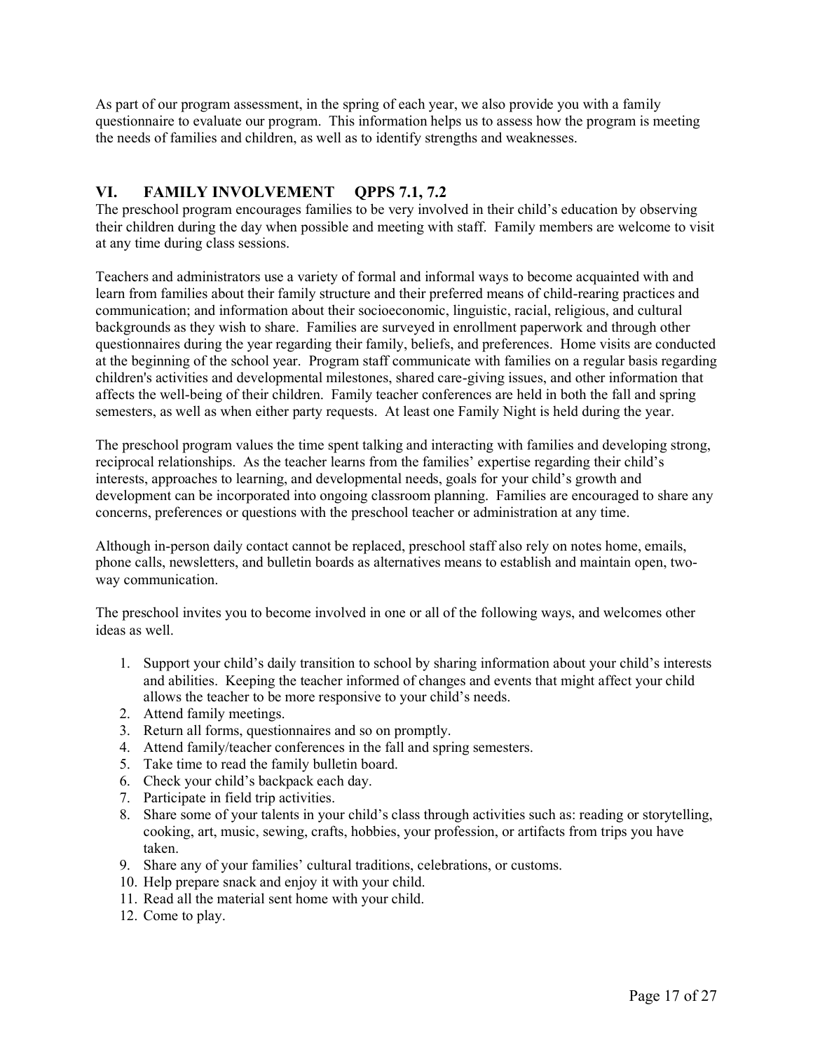As part of our program assessment, in the spring of each year, we also provide you with a family questionnaire to evaluate our program. This information helps us to assess how the program is meeting the needs of families and children, as well as to identify strengths and weaknesses.

## VI. FAMILY INVOLVEMENT QPPS 7.1, 7.2

The preschool program encourages families to be very involved in their child's education by observing their children during the day when possible and meeting with staff. Family members are welcome to visit at any time during class sessions.

Teachers and administrators use a variety of formal and informal ways to become acquainted with and learn from families about their family structure and their preferred means of child-rearing practices and communication; and information about their socioeconomic, linguistic, racial, religious, and cultural backgrounds as they wish to share. Families are surveyed in enrollment paperwork and through other questionnaires during the year regarding their family, beliefs, and preferences. Home visits are conducted at the beginning of the school year. Program staff communicate with families on a regular basis regarding children's activities and developmental milestones, shared care-giving issues, and other information that affects the well-being of their children. Family teacher conferences are held in both the fall and spring semesters, as well as when either party requests. At least one Family Night is held during the year.

The preschool program values the time spent talking and interacting with families and developing strong, reciprocal relationships. As the teacher learns from the families' expertise regarding their child's interests, approaches to learning, and developmental needs, goals for your child's growth and development can be incorporated into ongoing classroom planning. Families are encouraged to share any concerns, preferences or questions with the preschool teacher or administration at any time.

Although in-person daily contact cannot be replaced, preschool staff also rely on notes home, emails, phone calls, newsletters, and bulletin boards as alternatives means to establish and maintain open, two-way communication.

The preschool invites you to become involved in one or all of the following ways, and welcomes other ideas as well.

1. Support your child's daily transition to school by sharing information about your child's interests and abilities. Keeping the teacher informed of changes and events that might affect your child allows the teacher to be more responsive to your child's needs.
2. Attend family meetings.
3. Return all forms, questionnaires and so on promptly.
4. Attend family/teacher conferences in the fall and spring semesters.
5. Take time to read the family bulletin board.
6. Check your child's backpack each day.
7. Participate in field trip activities.
8. Share some of your talents in your child's class through activities such as: reading or storytelling, cooking, art, music, sewing, crafts, hobbies, your profession, or artifacts from trips you have taken.
9. Share any of your families' cultural traditions, celebrations, or customs.
10. Help prepare snack and enjoy it with your child.
11. Read all the material sent home with your child.
12. Come to play.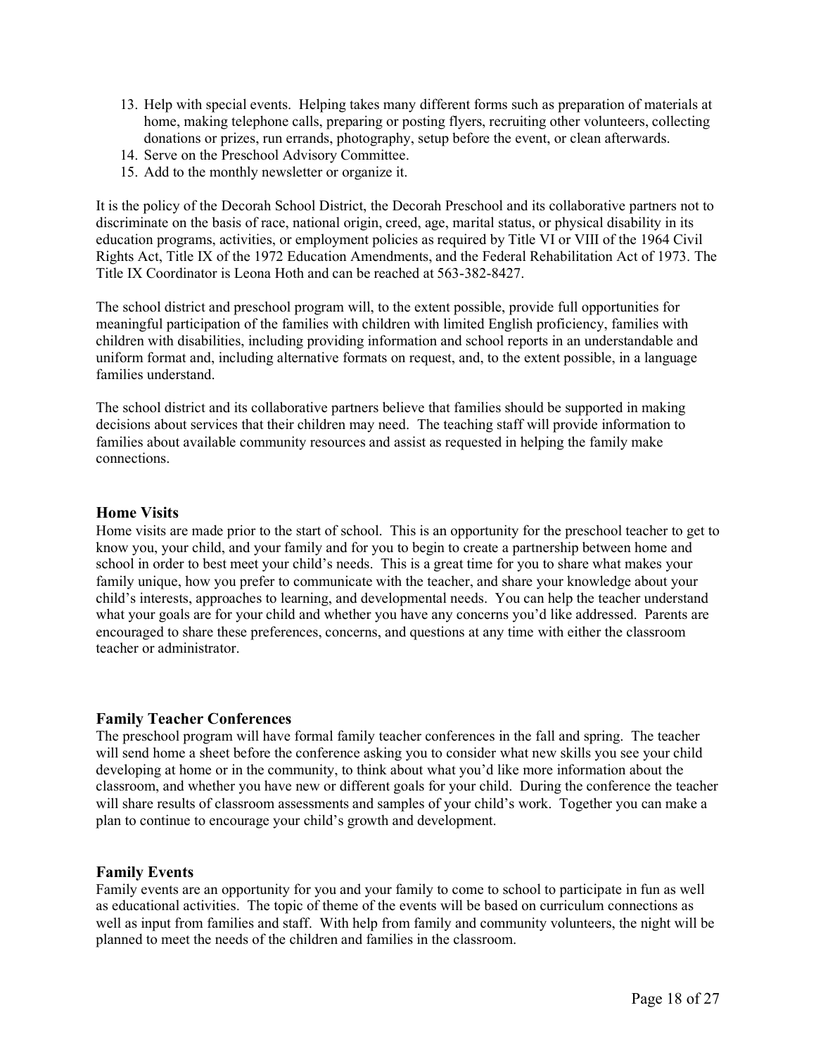13. Help with special events. Helping takes many different forms such as preparation of materials at home, making telephone calls, preparing or posting flyers, recruiting other volunteers, collecting donations or prizes, run errands, photography, setup before the event, or clean afterwards.
14. Serve on the Preschool Advisory Committee.
15. Add to the monthly newsletter or organize it.

It is the policy of the Decorah School District, the Decorah Preschool and its collaborative partners not to discriminate on the basis of race, national origin, creed, age, marital status, or physical disability in its education programs, activities, or employment policies as required by Title VI or VIII of the 1964 Civil Rights Act, Title IX of the 1972 Education Amendments, and the Federal Rehabilitation Act of 1973. The Title IX Coordinator is Leona Hoth and can be reached at 563-382-8427.

The school district and preschool program will, to the extent possible, provide full opportunities for meaningful participation of the families with children with limited English proficiency, families with children with disabilities, including providing information and school reports in an understandable and uniform format and, including alternative formats on request, and, to the extent possible, in a language families understand.

The school district and its collaborative partners believe that families should be supported in making decisions about services that their children may need. The teaching staff will provide information to families about available community resources and assist as requested in helping the family make connections.

### Home Visits

Home visits are made prior to the start of school. This is an opportunity for the preschool teacher to get to know you, your child, and your family and for you to begin to create a partnership between home and school in order to best meet your child's needs. This is a great time for you to share what makes your family unique, how you prefer to communicate with the teacher, and share your knowledge about your child's interests, approaches to learning, and developmental needs. You can help the teacher understand what your goals are for your child and whether you have any concerns you'd like addressed. Parents are encouraged to share these preferences, concerns, and questions at any time with either the classroom teacher or administrator.

### Family Teacher Conferences

The preschool program will have formal family teacher conferences in the fall and spring. The teacher will send home a sheet before the conference asking you to consider what new skills you see your child developing at home or in the community, to think about what you'd like more information about the classroom, and whether you have new or different goals for your child. During the conference the teacher will share results of classroom assessments and samples of your child's work. Together you can make a plan to continue to encourage your child's growth and development.

### Family Events

Family events are an opportunity for you and your family to come to school to participate in fun as well as educational activities. The topic of theme of the events will be based on curriculum connections as well as input from families and staff. With help from family and community volunteers, the night will be planned to meet the needs of the children and families in the classroom.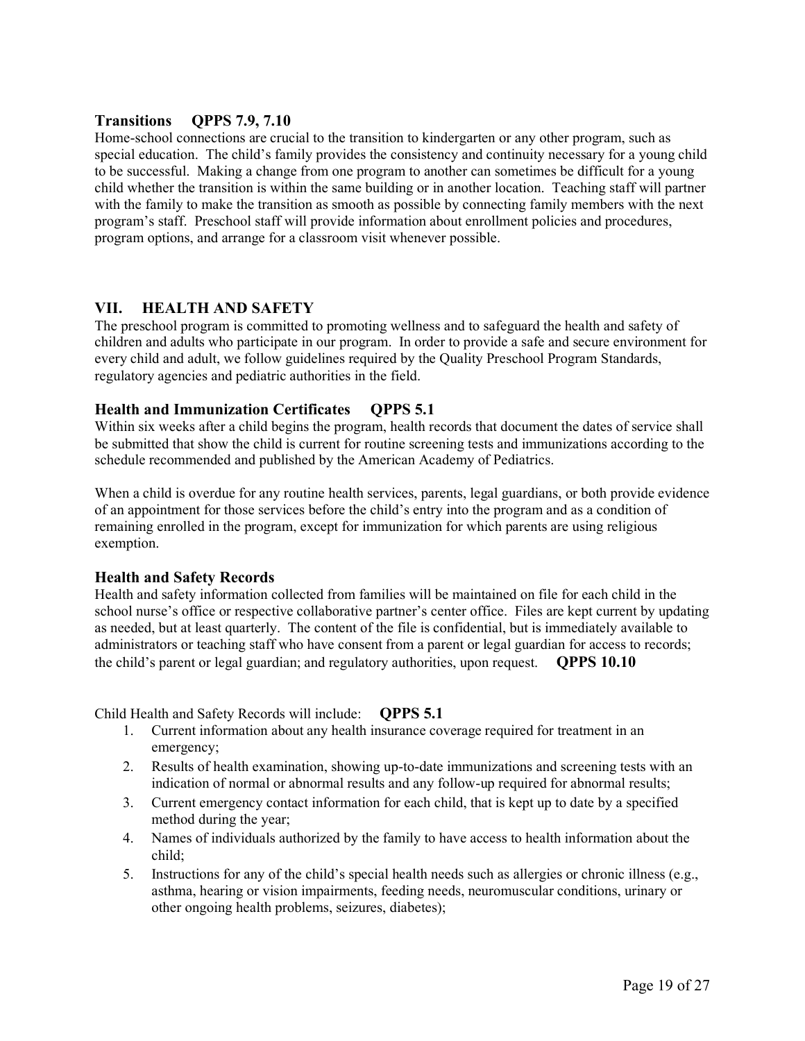### Transitions **QPPS 7.9, 7.10**

Home-school connections are crucial to the transition to kindergarten or any other program, such as special education. The child's family provides the consistency and continuity necessary for a young child to be successful. Making a change from one program to another can sometimes be difficult for a young child whether the transition is within the same building or in another location. Teaching staff will partner with the family to make the transition as smooth as possible by connecting family members with the next program's staff. Preschool staff will provide information about enrollment policies and procedures, program options, and arrange for a classroom visit whenever possible.

## VII. HEALTH AND SAFETY

The preschool program is committed to promoting wellness and to safeguard the health and safety of children and adults who participate in our program. In order to provide a safe and secure environment for every child and adult, we follow guidelines required by the Quality Preschool Program Standards, regulatory agencies and pediatric authorities in the field.

### Health and Immunization Certificates **QPPS 5.1**

Within six weeks after a child begins the program, health records that document the dates of service shall be submitted that show the child is current for routine screening tests and immunizations according to the schedule recommended and published by the American Academy of Pediatrics.

When a child is overdue for any routine health services, parents, legal guardians, or both provide evidence of an appointment for those services before the child's entry into the program and as a condition of remaining enrolled in the program, except for immunization for which parents are using religious exemption.

### Health and Safety Records

Health and safety information collected from families will be maintained on file for each child in the school nurse's office or respective collaborative partner's center office. Files are kept current by updating as needed, but at least quarterly. The content of the file is confidential, but is immediately available to administrators or teaching staff who have consent from a parent or legal guardian for access to records; the child's parent or legal guardian; and regulatory authorities, upon request. **QPPS 10.10**

Child Health and Safety Records will include: **QPPS 5.1**

1. Current information about any health insurance coverage required for treatment in an emergency;
2. Results of health examination, showing up-to-date immunizations and screening tests with an indication of normal or abnormal results and any follow-up required for abnormal results;
3. Current emergency contact information for each child, that is kept up to date by a specified method during the year;
4. Names of individuals authorized by the family to have access to health information about the child;
5. Instructions for any of the child's special health needs such as allergies or chronic illness (e.g., asthma, hearing or vision impairments, feeding needs, neuromuscular conditions, urinary or other ongoing health problems, seizures, diabetes);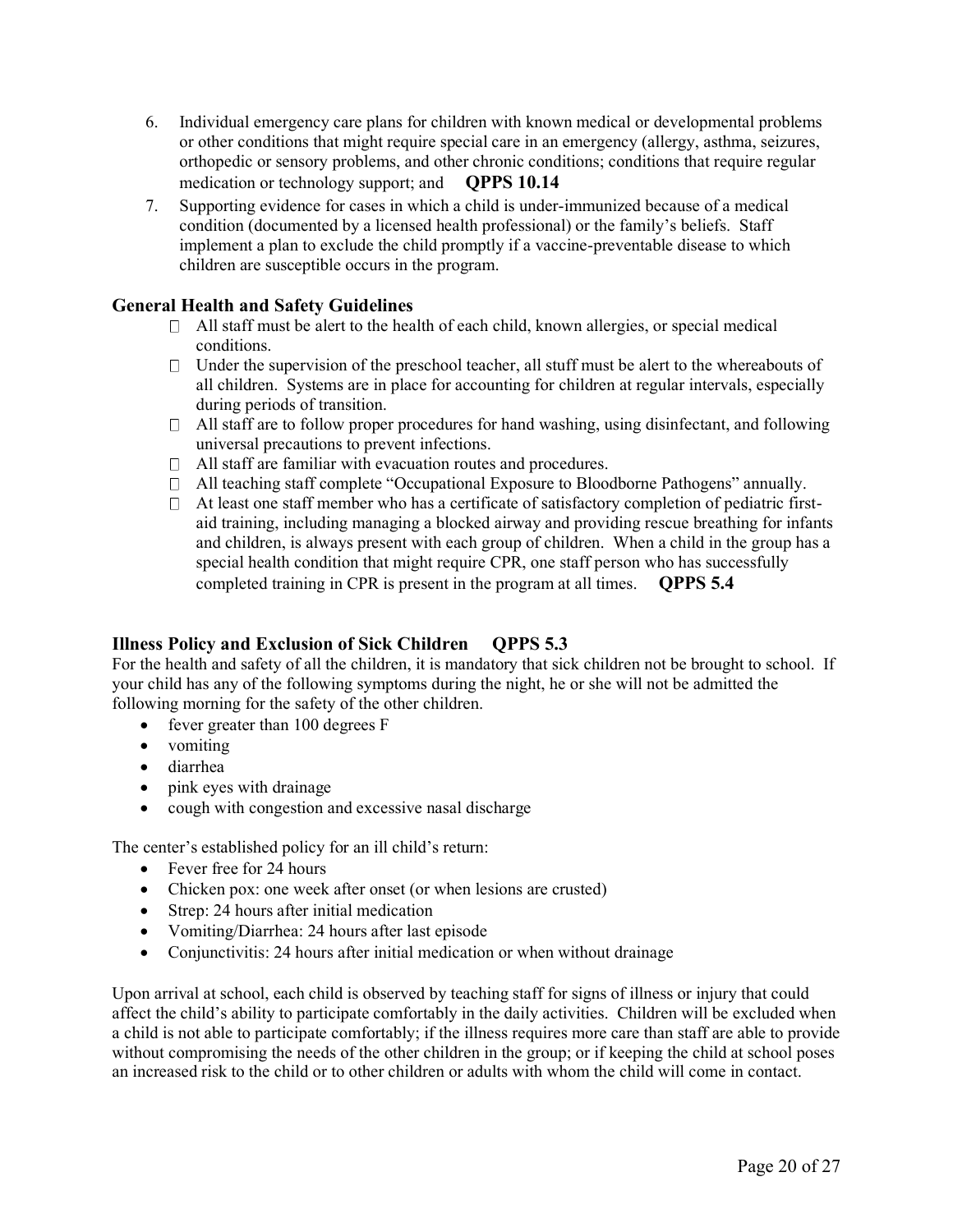6. Individual emergency care plans for children with known medical or developmental problems or other conditions that might require special care in an emergency (allergy, asthma, seizures, orthopedic or sensory problems, and other chronic conditions; conditions that require regular medication or technology support; and **QPPS 10.14**
7. Supporting evidence for cases in which a child is under-immunized because of a medical condition (documented by a licensed health professional) or the family's beliefs. Staff implement a plan to exclude the child promptly if a vaccine-preventable disease to which children are susceptible occurs in the program.

## General Health and Safety Guidelines

- All staff must be alert to the health of each child, known allergies, or special medical conditions.
- Under the supervision of the preschool teacher, all stuff must be alert to the whereabouts of all children. Systems are in place for accounting for children at regular intervals, especially during periods of transition.
- All staff are to follow proper procedures for hand washing, using disinfectant, and following universal precautions to prevent infections.
- All staff are familiar with evacuation routes and procedures.
- All teaching staff complete "Occupational Exposure to Bloodborne Pathogens" annually.
- At least one staff member who has a certificate of satisfactory completion of pediatric first-aid training, including managing a blocked airway and providing rescue breathing for infants and children, is always present with each group of children. When a child in the group has a special health condition that might require CPR, one staff person who has successfully completed training in CPR is present in the program at all times. **QPPS 5.4**

## Illness Policy and Exclusion of Sick Children QPPS 5.3

For the health and safety of all the children, it is mandatory that sick children not be brought to school. If your child has any of the following symptoms during the night, he or she will not be admitted the following morning for the safety of the other children.

- fever greater than 100 degrees F
- vomiting
- diarrhea
- pink eyes with drainage
- cough with congestion and excessive nasal discharge

The center's established policy for an ill child's return:

- Fever free for 24 hours
- Chicken pox: one week after onset (or when lesions are crusted)
- Strep: 24 hours after initial medication
- Vomiting/Diarrhea: 24 hours after last episode
- Conjunctivitis: 24 hours after initial medication or when without drainage

Upon arrival at school, each child is observed by teaching staff for signs of illness or injury that could affect the child's ability to participate comfortably in the daily activities. Children will be excluded when a child is not able to participate comfortably; if the illness requires more care than staff are able to provide without compromising the needs of the other children in the group; or if keeping the child at school poses an increased risk to the child or to other children or adults with whom the child will come in contact.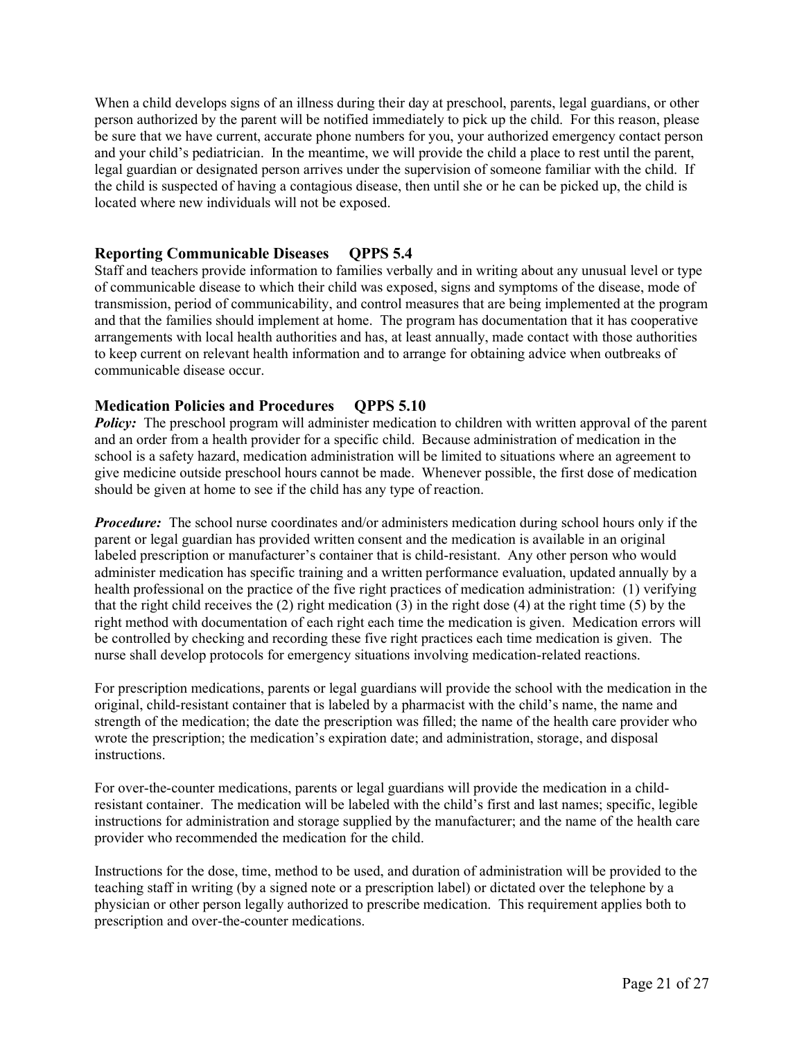When a child develops signs of an illness during their day at preschool, parents, legal guardians, or other person authorized by the parent will be notified immediately to pick up the child. For this reason, please be sure that we have current, accurate phone numbers for you, your authorized emergency contact person and your child's pediatrician. In the meantime, we will provide the child a place to rest until the parent, legal guardian or designated person arrives under the supervision of someone familiar with the child. If the child is suspected of having a contagious disease, then until she or he can be picked up, the child is located where new individuals will not be exposed.

### Reporting Communicable Diseases QPPS 5.4

Staff and teachers provide information to families verbally and in writing about any unusual level or type of communicable disease to which their child was exposed, signs and symptoms of the disease, mode of transmission, period of communicability, and control measures that are being implemented at the program and that the families should implement at home. The program has documentation that it has cooperative arrangements with local health authorities and has, at least annually, made contact with those authorities to keep current on relevant health information and to arrange for obtaining advice when outbreaks of communicable disease occur.

### Medication Policies and Procedures QPPS 5.10

***Policy:*** The preschool program will administer medication to children with written approval of the parent and an order from a health provider for a specific child. Because administration of medication in the school is a safety hazard, medication administration will be limited to situations where an agreement to give medicine outside preschool hours cannot be made. Whenever possible, the first dose of medication should be given at home to see if the child has any type of reaction.

***Procedure:*** The school nurse coordinates and/or administers medication during school hours only if the parent or legal guardian has provided written consent and the medication is available in an original labeled prescription or manufacturer's container that is child-resistant. Any other person who would administer medication has specific training and a written performance evaluation, updated annually by a health professional on the practice of the five right practices of medication administration: (1) verifying that the right child receives the (2) right medication (3) in the right dose (4) at the right time (5) by the right method with documentation of each right each time the medication is given. Medication errors will be controlled by checking and recording these five right practices each time medication is given. The nurse shall develop protocols for emergency situations involving medication-related reactions.

For prescription medications, parents or legal guardians will provide the school with the medication in the original, child-resistant container that is labeled by a pharmacist with the child's name, the name and strength of the medication; the date the prescription was filled; the name of the health care provider who wrote the prescription; the medication's expiration date; and administration, storage, and disposal instructions.

For over-the-counter medications, parents or legal guardians will provide the medication in a child-resistant container. The medication will be labeled with the child's first and last names; specific, legible instructions for administration and storage supplied by the manufacturer; and the name of the health care provider who recommended the medication for the child.

Instructions for the dose, time, method to be used, and duration of administration will be provided to the teaching staff in writing (by a signed note or a prescription label) or dictated over the telephone by a physician or other person legally authorized to prescribe medication. This requirement applies both to prescription and over-the-counter medications.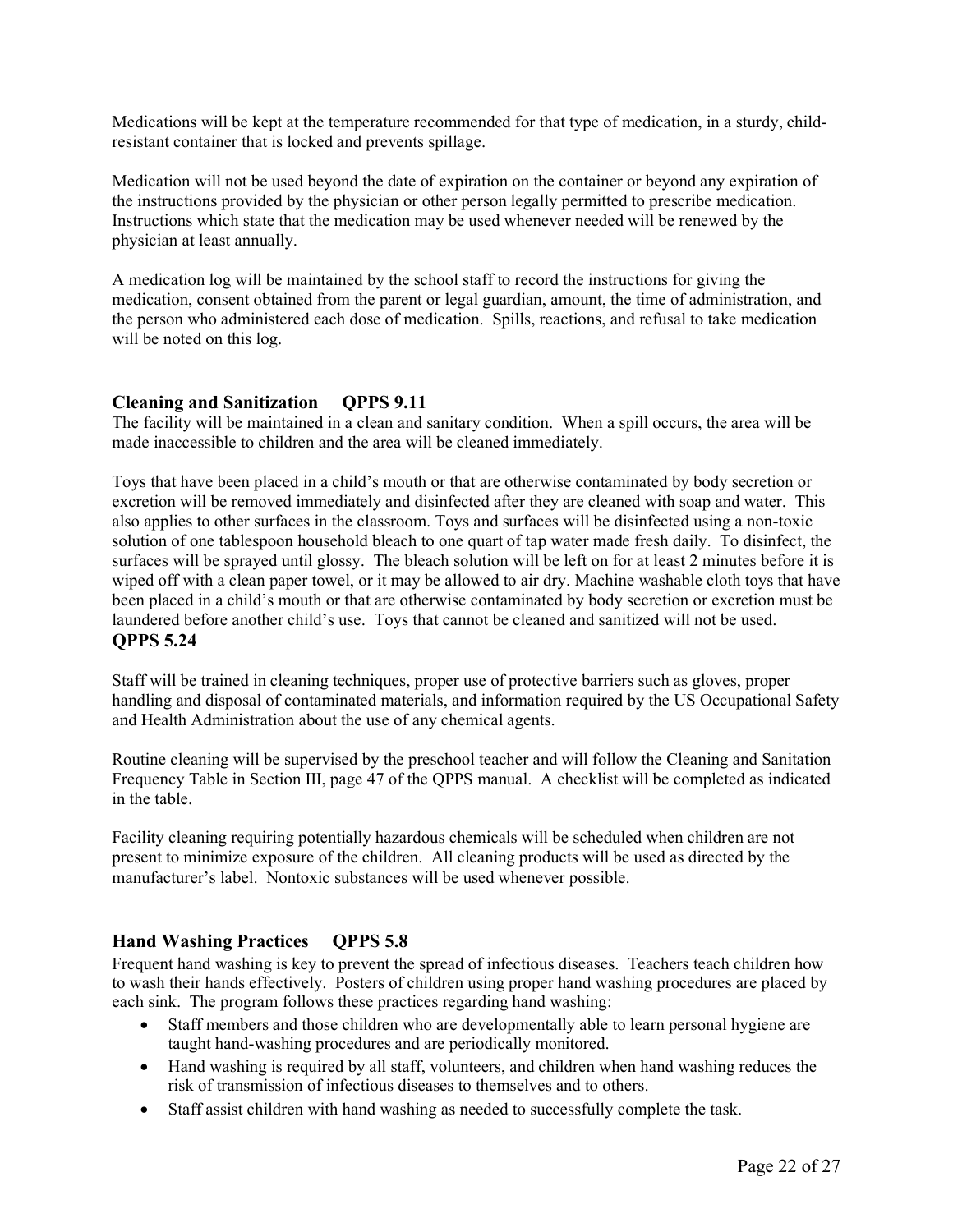Medications will be kept at the temperature recommended for that type of medication, in a sturdy, child-resistant container that is locked and prevents spillage.

Medication will not be used beyond the date of expiration on the container or beyond any expiration of the instructions provided by the physician or other person legally permitted to prescribe medication. Instructions which state that the medication may be used whenever needed will be renewed by the physician at least annually.

A medication log will be maintained by the school staff to record the instructions for giving the medication, consent obtained from the parent or legal guardian, amount, the time of administration, and the person who administered each dose of medication. Spills, reactions, and refusal to take medication will be noted on this log.

### Cleaning and Sanitization QPPS 9.11

The facility will be maintained in a clean and sanitary condition. When a spill occurs, the area will be made inaccessible to children and the area will be cleaned immediately.

Toys that have been placed in a child's mouth or that are otherwise contaminated by body secretion or excretion will be removed immediately and disinfected after they are cleaned with soap and water. This also applies to other surfaces in the classroom. Toys and surfaces will be disinfected using a non-toxic solution of one tablespoon household bleach to one quart of tap water made fresh daily. To disinfect, the surfaces will be sprayed until glossy. The bleach solution will be left on for at least 2 minutes before it is wiped off with a clean paper towel, or it may be allowed to air dry. Machine washable cloth toys that have been placed in a child's mouth or that are otherwise contaminated by body secretion or excretion must be laundered before another child's use. Toys that cannot be cleaned and sanitized will not be used. **QPPS 5.24**

Staff will be trained in cleaning techniques, proper use of protective barriers such as gloves, proper handling and disposal of contaminated materials, and information required by the US Occupational Safety and Health Administration about the use of any chemical agents.

Routine cleaning will be supervised by the preschool teacher and will follow the Cleaning and Sanitation Frequency Table in Section III, page 47 of the QPPS manual. A checklist will be completed as indicated in the table.

Facility cleaning requiring potentially hazardous chemicals will be scheduled when children are not present to minimize exposure of the children. All cleaning products will be used as directed by the manufacturer's label. Nontoxic substances will be used whenever possible.

### Hand Washing Practices QPPS 5.8

Frequent hand washing is key to prevent the spread of infectious diseases. Teachers teach children how to wash their hands effectively. Posters of children using proper hand washing procedures are placed by each sink. The program follows these practices regarding hand washing:

- Staff members and those children who are developmentally able to learn personal hygiene are taught hand-washing procedures and are periodically monitored.
- Hand washing is required by all staff, volunteers, and children when hand washing reduces the risk of transmission of infectious diseases to themselves and to others.
- Staff assist children with hand washing as needed to successfully complete the task.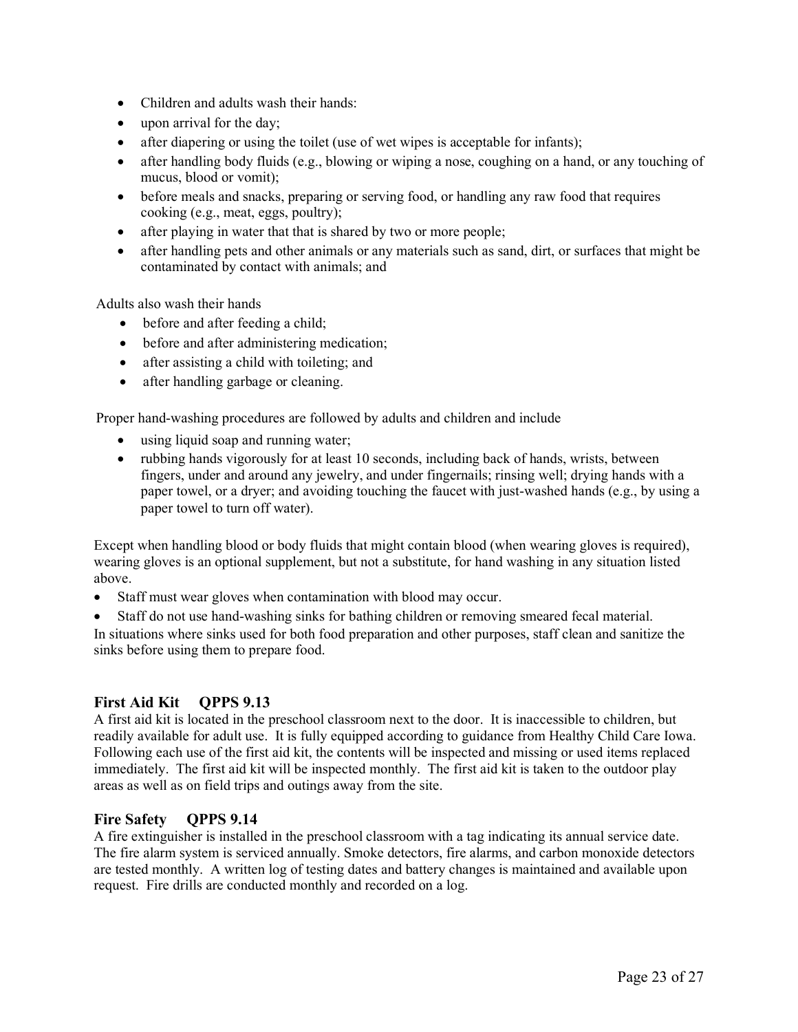- Children and adults wash their hands:
- upon arrival for the day;
- after diapering or using the toilet (use of wet wipes is acceptable for infants);
- after handling body fluids (e.g., blowing or wiping a nose, coughing on a hand, or any touching of mucus, blood or vomit);
- before meals and snacks, preparing or serving food, or handling any raw food that requires cooking (e.g., meat, eggs, poultry);
- after playing in water that that is shared by two or more people;
- after handling pets and other animals or any materials such as sand, dirt, or surfaces that might be contaminated by contact with animals; and

Adults also wash their hands

- before and after feeding a child;
- before and after administering medication;
- after assisting a child with toileting; and
- after handling garbage or cleaning.

Proper hand-washing procedures are followed by adults and children and include

- using liquid soap and running water;
- rubbing hands vigorously for at least 10 seconds, including back of hands, wrists, between fingers, under and around any jewelry, and under fingernails; rinsing well; drying hands with a paper towel, or a dryer; and avoiding touching the faucet with just-washed hands (e.g., by using a paper towel to turn off water).

Except when handling blood or body fluids that might contain blood (when wearing gloves is required), wearing gloves is an optional supplement, but not a substitute, for hand washing in any situation listed above.

- Staff must wear gloves when contamination with blood may occur.
- Staff do not use hand-washing sinks for bathing children or removing smeared fecal material.

In situations where sinks used for both food preparation and other purposes, staff clean and sanitize the sinks before using them to prepare food.

## First Aid Kit  QPPS 9.13

A first aid kit is located in the preschool classroom next to the door. It is inaccessible to children, but readily available for adult use. It is fully equipped according to guidance from Healthy Child Care Iowa. Following each use of the first aid kit, the contents will be inspected and missing or used items replaced immediately. The first aid kit will be inspected monthly. The first aid kit is taken to the outdoor play areas as well as on field trips and outings away from the site.

## Fire Safety  QPPS 9.14

A fire extinguisher is installed in the preschool classroom with a tag indicating its annual service date. The fire alarm system is serviced annually. Smoke detectors, fire alarms, and carbon monoxide detectors are tested monthly. A written log of testing dates and battery changes is maintained and available upon request. Fire drills are conducted monthly and recorded on a log.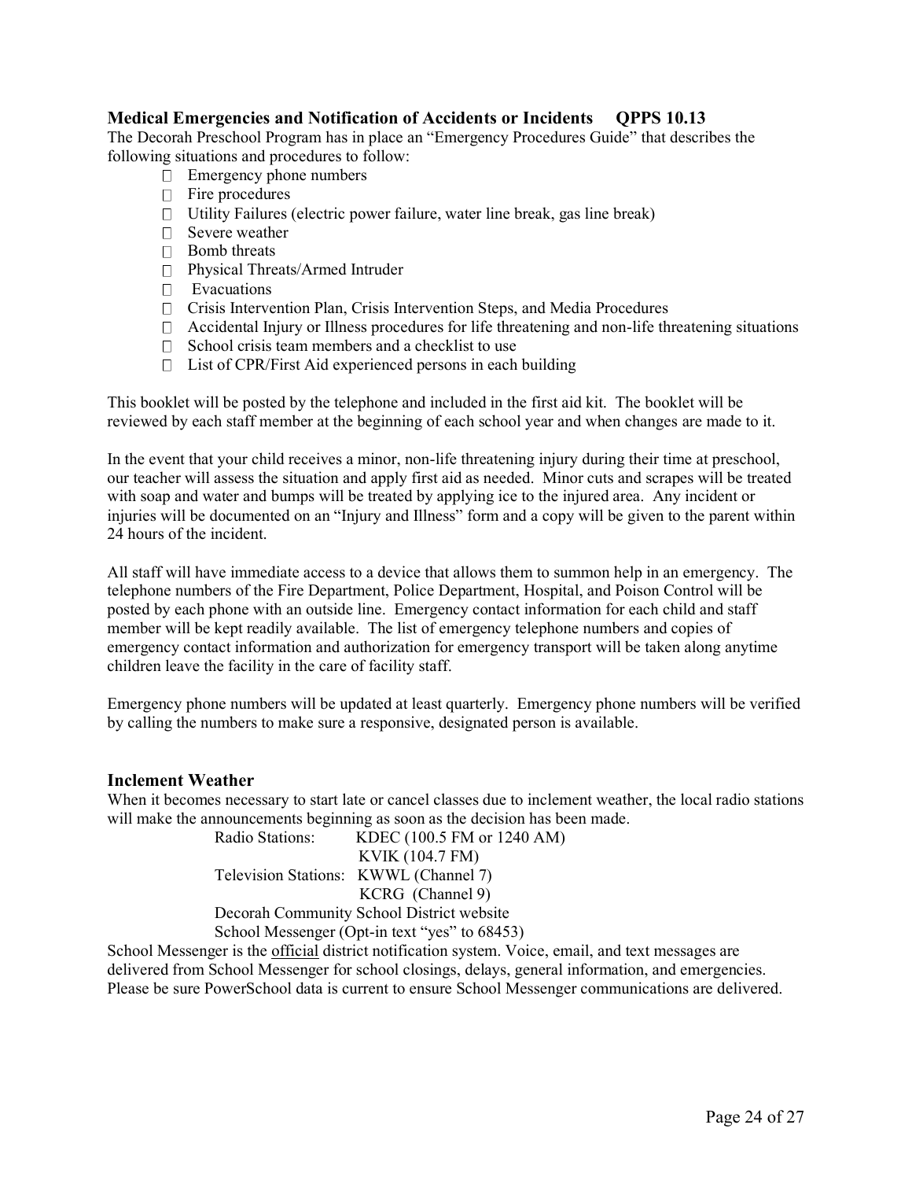## Medical Emergencies and Notification of Accidents or Incidents QPPS 10.13

The Decorah Preschool Program has in place an "Emergency Procedures Guide" that describes the following situations and procedures to follow:

- Emergency phone numbers
- Fire procedures
- Utility Failures (electric power failure, water line break, gas line break)
- Severe weather
- Bomb threats
- Physical Threats/Armed Intruder
- Evacuations
- Crisis Intervention Plan, Crisis Intervention Steps, and Media Procedures
- Accidental Injury or Illness procedures for life threatening and non-life threatening situations
- School crisis team members and a checklist to use
- List of CPR/First Aid experienced persons in each building

This booklet will be posted by the telephone and included in the first aid kit. The booklet will be reviewed by each staff member at the beginning of each school year and when changes are made to it.

In the event that your child receives a minor, non-life threatening injury during their time at preschool, our teacher will assess the situation and apply first aid as needed. Minor cuts and scrapes will be treated with soap and water and bumps will be treated by applying ice to the injured area. Any incident or injuries will be documented on an "Injury and Illness" form and a copy will be given to the parent within 24 hours of the incident.

All staff will have immediate access to a device that allows them to summon help in an emergency. The telephone numbers of the Fire Department, Police Department, Hospital, and Poison Control will be posted by each phone with an outside line. Emergency contact information for each child and staff member will be kept readily available. The list of emergency telephone numbers and copies of emergency contact information and authorization for emergency transport will be taken along anytime children leave the facility in the care of facility staff.

Emergency phone numbers will be updated at least quarterly. Emergency phone numbers will be verified by calling the numbers to make sure a responsive, designated person is available.

## Inclement Weather

When it becomes necessary to start late or cancel classes due to inclement weather, the local radio stations will make the announcements beginning as soon as the decision has been made.

Radio Stations: KDEC (100.5 FM or 1240 AM)
KVIK (104.7 FM)
Television Stations: KWWL (Channel 7)
KCRG (Channel 9)
Decorah Community School District website
School Messenger (Opt-in text "yes" to 68453)

School Messenger is the official district notification system. Voice, email, and text messages are delivered from School Messenger for school closings, delays, general information, and emergencies. Please be sure PowerSchool data is current to ensure School Messenger communications are delivered.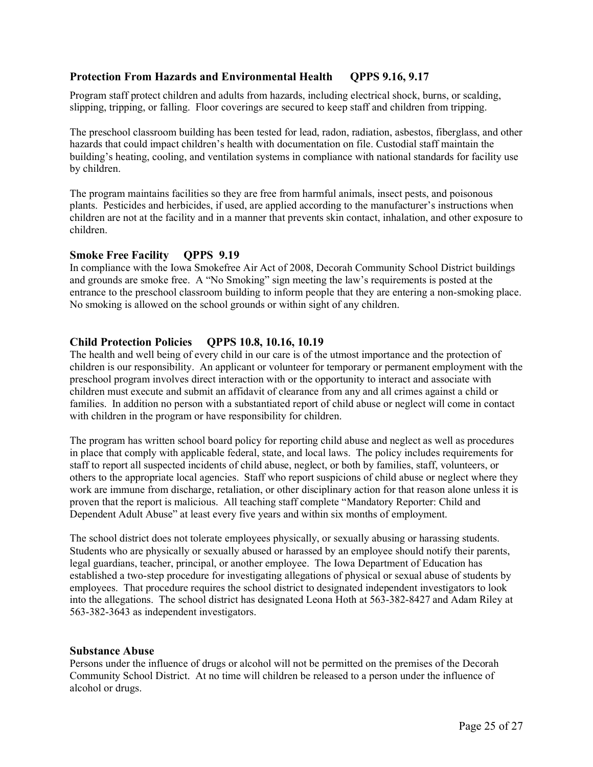### Protection From Hazards and Environmental Health QPPS 9.16, 9.17

Program staff protect children and adults from hazards, including electrical shock, burns, or scalding, slipping, tripping, or falling. Floor coverings are secured to keep staff and children from tripping.

The preschool classroom building has been tested for lead, radon, radiation, asbestos, fiberglass, and other hazards that could impact children's health with documentation on file. Custodial staff maintain the building's heating, cooling, and ventilation systems in compliance with national standards for facility use by children.

The program maintains facilities so they are free from harmful animals, insect pests, and poisonous plants. Pesticides and herbicides, if used, are applied according to the manufacturer's instructions when children are not at the facility and in a manner that prevents skin contact, inhalation, and other exposure to children.

### Smoke Free Facility QPPS 9.19

In compliance with the Iowa Smokefree Air Act of 2008, Decorah Community School District buildings and grounds are smoke free. A "No Smoking" sign meeting the law's requirements is posted at the entrance to the preschool classroom building to inform people that they are entering a non-smoking place. No smoking is allowed on the school grounds or within sight of any children.

### Child Protection Policies QPPS 10.8, 10.16, 10.19

The health and well being of every child in our care is of the utmost importance and the protection of children is our responsibility. An applicant or volunteer for temporary or permanent employment with the preschool program involves direct interaction with or the opportunity to interact and associate with children must execute and submit an affidavit of clearance from any and all crimes against a child or families. In addition no person with a substantiated report of child abuse or neglect will come in contact with children in the program or have responsibility for children.

The program has written school board policy for reporting child abuse and neglect as well as procedures in place that comply with applicable federal, state, and local laws. The policy includes requirements for staff to report all suspected incidents of child abuse, neglect, or both by families, staff, volunteers, or others to the appropriate local agencies. Staff who report suspicions of child abuse or neglect where they work are immune from discharge, retaliation, or other disciplinary action for that reason alone unless it is proven that the report is malicious. All teaching staff complete "Mandatory Reporter: Child and Dependent Adult Abuse" at least every five years and within six months of employment.

The school district does not tolerate employees physically, or sexually abusing or harassing students. Students who are physically or sexually abused or harassed by an employee should notify their parents, legal guardians, teacher, principal, or another employee. The Iowa Department of Education has established a two-step procedure for investigating allegations of physical or sexual abuse of students by employees. That procedure requires the school district to designated independent investigators to look into the allegations. The school district has designated Leona Hoth at 563-382-8427 and Adam Riley at 563-382-3643 as independent investigators.

### Substance Abuse

Persons under the influence of drugs or alcohol will not be permitted on the premises of the Decorah Community School District. At no time will children be released to a person under the influence of alcohol or drugs.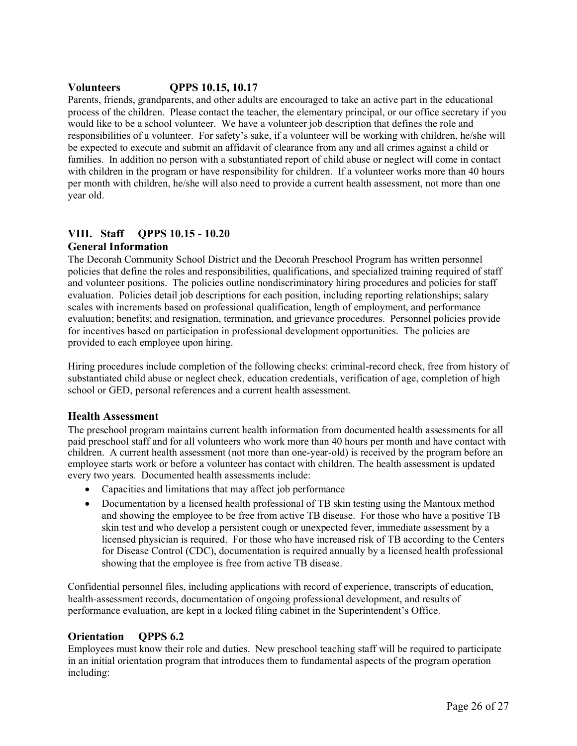## Volunteers QPPS 10.15, 10.17

Parents, friends, grandparents, and other adults are encouraged to take an active part in the educational process of the children. Please contact the teacher, the elementary principal, or our office secretary if you would like to be a school volunteer. We have a volunteer job description that defines the role and responsibilities of a volunteer. For safety's sake, if a volunteer will be working with children, he/she will be expected to execute and submit an affidavit of clearance from any and all crimes against a child or families. In addition no person with a substantiated report of child abuse or neglect will come in contact with children in the program or have responsibility for children. If a volunteer works more than 40 hours per month with children, he/she will also need to provide a current health assessment, not more than one year old.

# VIII. Staff QPPS 10.15 - 10.20

## General Information

The Decorah Community School District and the Decorah Preschool Program has written personnel policies that define the roles and responsibilities, qualifications, and specialized training required of staff and volunteer positions. The policies outline nondiscriminatory hiring procedures and policies for staff evaluation. Policies detail job descriptions for each position, including reporting relationships; salary scales with increments based on professional qualification, length of employment, and performance evaluation; benefits; and resignation, termination, and grievance procedures. Personnel policies provide for incentives based on participation in professional development opportunities. The policies are provided to each employee upon hiring.

Hiring procedures include completion of the following checks: criminal-record check, free from history of substantiated child abuse or neglect check, education credentials, verification of age, completion of high school or GED, personal references and a current health assessment.

## Health Assessment

The preschool program maintains current health information from documented health assessments for all paid preschool staff and for all volunteers who work more than 40 hours per month and have contact with children. A current health assessment (not more than one-year-old) is received by the program before an employee starts work or before a volunteer has contact with children. The health assessment is updated every two years. Documented health assessments include:

- Capacities and limitations that may affect job performance
- Documentation by a licensed health professional of TB skin testing using the Mantoux method and showing the employee to be free from active TB disease. For those who have a positive TB skin test and who develop a persistent cough or unexpected fever, immediate assessment by a licensed physician is required. For those who have increased risk of TB according to the Centers for Disease Control (CDC), documentation is required annually by a licensed health professional showing that the employee is free from active TB disease.

Confidential personnel files, including applications with record of experience, transcripts of education, health-assessment records, documentation of ongoing professional development, and results of performance evaluation, are kept in a locked filing cabinet in the Superintendent's Office.

## Orientation QPPS 6.2

Employees must know their role and duties. New preschool teaching staff will be required to participate in an initial orientation program that introduces them to fundamental aspects of the program operation including: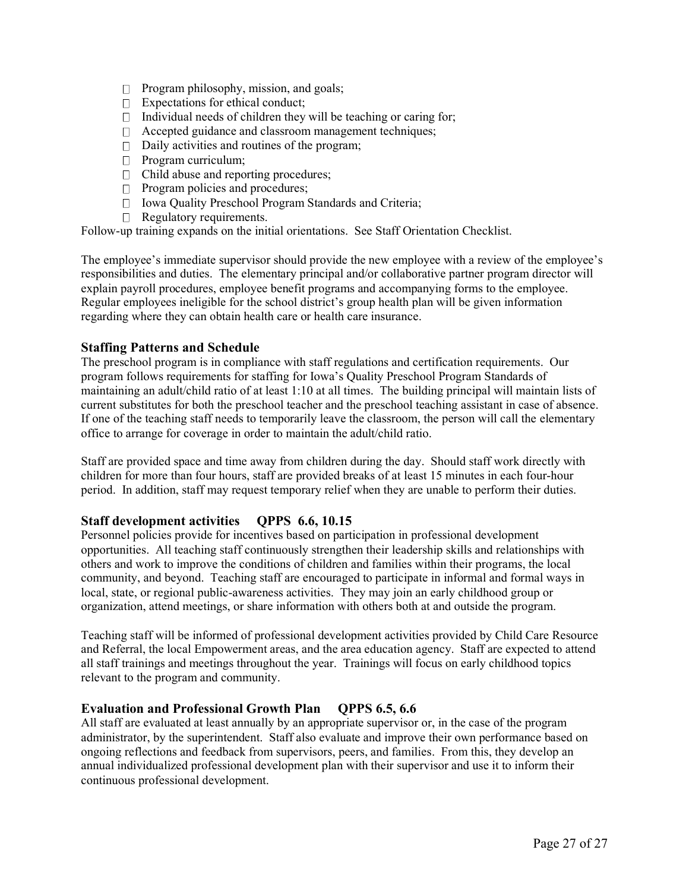- Program philosophy, mission, and goals;
- Expectations for ethical conduct;
- Individual needs of children they will be teaching or caring for;
- Accepted guidance and classroom management techniques;
- Daily activities and routines of the program;
- Program curriculum;
- Child abuse and reporting procedures;
- Program policies and procedures;
- Iowa Quality Preschool Program Standards and Criteria;
- Regulatory requirements.

Follow-up training expands on the initial orientations. See Staff Orientation Checklist.

The employee's immediate supervisor should provide the new employee with a review of the employee's responsibilities and duties. The elementary principal and/or collaborative partner program director will explain payroll procedures, employee benefit programs and accompanying forms to the employee. Regular employees ineligible for the school district's group health plan will be given information regarding where they can obtain health care or health care insurance.

## Staffing Patterns and Schedule

The preschool program is in compliance with staff regulations and certification requirements. Our program follows requirements for staffing for Iowa's Quality Preschool Program Standards of maintaining an adult/child ratio of at least 1:10 at all times. The building principal will maintain lists of current substitutes for both the preschool teacher and the preschool teaching assistant in case of absence. If one of the teaching staff needs to temporarily leave the classroom, the person will call the elementary office to arrange for coverage in order to maintain the adult/child ratio.

Staff are provided space and time away from children during the day. Should staff work directly with children for more than four hours, staff are provided breaks of at least 15 minutes in each four-hour period. In addition, staff may request temporary relief when they are unable to perform their duties.

## Staff development activities QPPS 6.6, 10.15

Personnel policies provide for incentives based on participation in professional development opportunities. All teaching staff continuously strengthen their leadership skills and relationships with others and work to improve the conditions of children and families within their programs, the local community, and beyond. Teaching staff are encouraged to participate in informal and formal ways in local, state, or regional public-awareness activities. They may join an early childhood group or organization, attend meetings, or share information with others both at and outside the program.

Teaching staff will be informed of professional development activities provided by Child Care Resource and Referral, the local Empowerment areas, and the area education agency. Staff are expected to attend all staff trainings and meetings throughout the year. Trainings will focus on early childhood topics relevant to the program and community.

## Evaluation and Professional Growth Plan QPPS 6.5, 6.6

All staff are evaluated at least annually by an appropriate supervisor or, in the case of the program administrator, by the superintendent. Staff also evaluate and improve their own performance based on ongoing reflections and feedback from supervisors, peers, and families. From this, they develop an annual individualized professional development plan with their supervisor and use it to inform their continuous professional development.